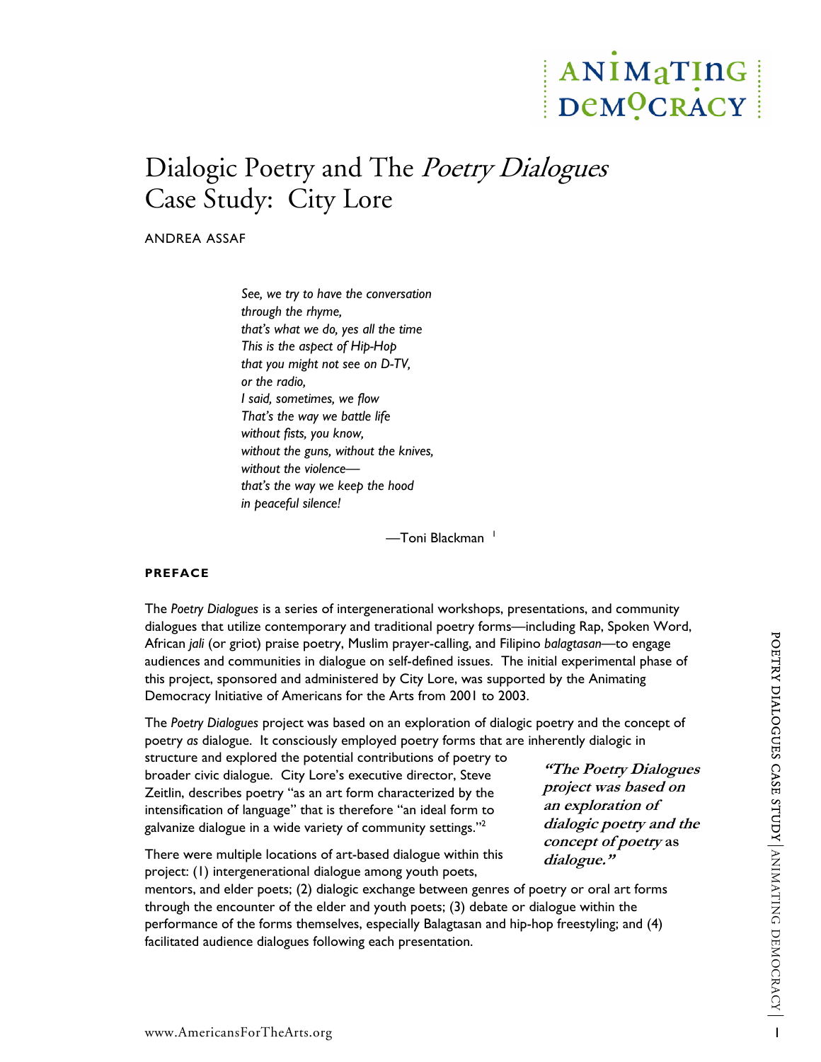# Dialogic Poetry and The *Poetry Dialogues* Case Study: City Lore

ANDREA ASSAF

> *See, we try to have the conversation*
> *through the rhyme,*
> *that's what we do, yes all the time*
> *This is the aspect of Hip-Hop*
> *that you might not see on D-TV,*
> *or the radio,*
> *I said, sometimes, we flow*
> *That's the way we battle life*
> *without fists, you know,*
> *without the guns, without the knives,*
> *without the violence—*
> *that's the way we keep the hood*
> *in peaceful silence!*
>
> —Toni Blackman [1]

**PREFACE**

The *Poetry Dialogues* is a series of intergenerational workshops, presentations, and community dialogues that utilize contemporary and traditional poetry forms—including Rap, Spoken Word, African *jali* (or griot) praise poetry, Muslim prayer-calling, and Filipino *balagtasan*—to engage audiences and communities in dialogue on self-defined issues. The initial experimental phase of this project, sponsored and administered by City Lore, was supported by the Animating Democracy Initiative of Americans for the Arts from 2001 to 2003.

The *Poetry Dialogues* project was based on an exploration of dialogic poetry and the concept of poetry *as* dialogue. It consciously employed poetry forms that are inherently dialogic in structure and explored the potential contributions of poetry to broader civic dialogue. City Lore's executive director, Steve Zeitlin, describes poetry "as an art form characterized by the intensification of language" that is therefore "an ideal form to galvanize dialogue in a wide variety of community settings."[2]

> ***"The Poetry Dialogues project was based on an exploration of dialogic poetry and the concept of poetry* as *dialogue."***

There were multiple locations of art-based dialogue within this project: (1) intergenerational dialogue among youth poets, mentors, and elder poets; (2) dialogic exchange between genres of poetry or oral art forms through the encounter of the elder and youth poets; (3) debate or dialogue within the performance of the forms themselves, especially Balagtasan and hip-hop freestyling; and (4) facilitated audience dialogues following each presentation.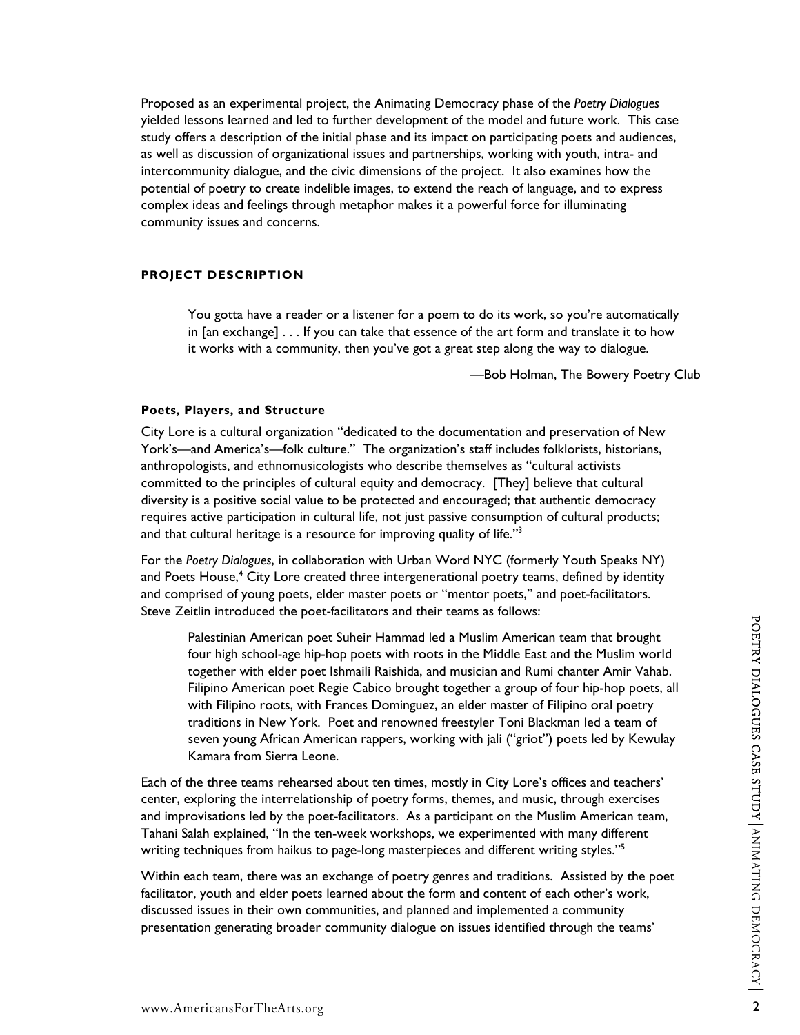Proposed as an experimental project, the Animating Democracy phase of the *Poetry Dialogues* yielded lessons learned and led to further development of the model and future work. This case study offers a description of the initial phase and its impact on participating poets and audiences, as well as discussion of organizational issues and partnerships, working with youth, intra- and intercommunity dialogue, and the civic dimensions of the project. It also examines how the potential of poetry to create indelible images, to extend the reach of language, and to express complex ideas and feelings through metaphor makes it a powerful force for illuminating community issues and concerns.

## PROJECT DESCRIPTION

> You gotta have a reader or a listener for a poem to do its work, so you're automatically in [an exchange] . . . If you can take that essence of the art form and translate it to how it works with a community, then you've got a great step along the way to dialogue.
>
> —Bob Holman, The Bowery Poetry Club

### Poets, Players, and Structure

City Lore is a cultural organization "dedicated to the documentation and preservation of New York's—and America's—folk culture." The organization's staff includes folklorists, historians, anthropologists, and ethnomusicologists who describe themselves as "cultural activists committed to the principles of cultural equity and democracy. [They] believe that cultural diversity is a positive social value to be protected and encouraged; that authentic democracy requires active participation in cultural life, not just passive consumption of cultural products; and that cultural heritage is a resource for improving quality of life."[3]

For the *Poetry Dialogues*, in collaboration with Urban Word NYC (formerly Youth Speaks NY) and Poets House,[4] City Lore created three intergenerational poetry teams, defined by identity and comprised of young poets, elder master poets or "mentor poets," and poet-facilitators. Steve Zeitlin introduced the poet-facilitators and their teams as follows:

> Palestinian American poet Suheir Hammad led a Muslim American team that brought four high school-age hip-hop poets with roots in the Middle East and the Muslim world together with elder poet Ishmaili Raishida, and musician and Rumi chanter Amir Vahab. Filipino American poet Regie Cabico brought together a group of four hip-hop poets, all with Filipino roots, with Frances Dominguez, an elder master of Filipino oral poetry traditions in New York. Poet and renowned freestyler Toni Blackman led a team of seven young African American rappers, working with jali ("griot") poets led by Kewulay Kamara from Sierra Leone.

Each of the three teams rehearsed about ten times, mostly in City Lore's offices and teachers' center, exploring the interrelationship of poetry forms, themes, and music, through exercises and improvisations led by the poet-facilitators. As a participant on the Muslim American team, Tahani Salah explained, "In the ten-week workshops, we experimented with many different writing techniques from haikus to page-long masterpieces and different writing styles."[5]

Within each team, there was an exchange of poetry genres and traditions. Assisted by the poet facilitator, youth and elder poets learned about the form and content of each other's work, discussed issues in their own communities, and planned and implemented a community presentation generating broader community dialogue on issues identified through the teams'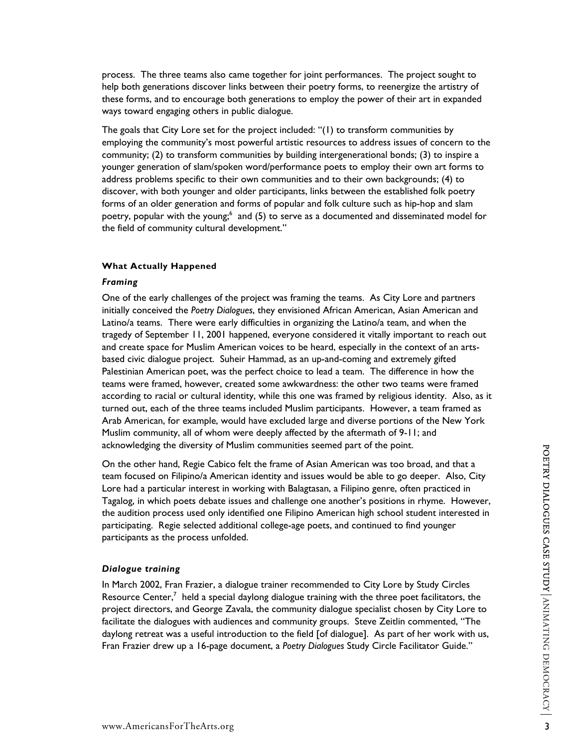process. The three teams also came together for joint performances. The project sought to help both generations discover links between their poetry forms, to reenergize the artistry of these forms, and to encourage both generations to employ the power of their art in expanded ways toward engaging others in public dialogue.

The goals that City Lore set for the project included: "(1) to transform communities by employing the community's most powerful artistic resources to address issues of concern to the community; (2) to transform communities by building intergenerational bonds; (3) to inspire a younger generation of slam/spoken word/performance poets to employ their own art forms to address problems specific to their own communities and to their own backgrounds; (4) to discover, with both younger and older participants, links between the established folk poetry forms of an older generation and forms of popular and folk culture such as hip-hop and slam poetry, popular with the young;[6] and (5) to serve as a documented and disseminated model for the field of community cultural development."

### What Actually Happened

#### *Framing*

One of the early challenges of the project was framing the teams. As City Lore and partners initially conceived the *Poetry Dialogues*, they envisioned African American, Asian American and Latino/a teams. There were early difficulties in organizing the Latino/a team, and when the tragedy of September 11, 2001 happened, everyone considered it vitally important to reach out and create space for Muslim American voices to be heard, especially in the context of an arts-based civic dialogue project. Suheir Hammad, as an up-and-coming and extremely gifted Palestinian American poet, was the perfect choice to lead a team. The difference in how the teams were framed, however, created some awkwardness: the other two teams were framed according to racial or cultural identity, while this one was framed by religious identity. Also, as it turned out, each of the three teams included Muslim participants. However, a team framed as Arab American, for example, would have excluded large and diverse portions of the New York Muslim community, all of whom were deeply affected by the aftermath of 9-11; and acknowledging the diversity of Muslim communities seemed part of the point.

On the other hand, Regie Cabico felt the frame of Asian American was too broad, and that a team focused on Filipino/a American identity and issues would be able to go deeper. Also, City Lore had a particular interest in working with Balagtasan, a Filipino genre, often practiced in Tagalog, in which poets debate issues and challenge one another's positions in rhyme. However, the audition process used only identified one Filipino American high school student interested in participating. Regie selected additional college-age poets, and continued to find younger participants as the process unfolded.

#### *Dialogue training*

In March 2002, Fran Frazier, a dialogue trainer recommended to City Lore by Study Circles Resource Center,[7] held a special daylong dialogue training with the three poet facilitators, the project directors, and George Zavala, the community dialogue specialist chosen by City Lore to facilitate the dialogues with audiences and community groups. Steve Zeitlin commented, "The daylong retreat was a useful introduction to the field [of dialogue]. As part of her work with us, Fran Frazier drew up a 16-page document, a *Poetry Dialogues* Study Circle Facilitator Guide."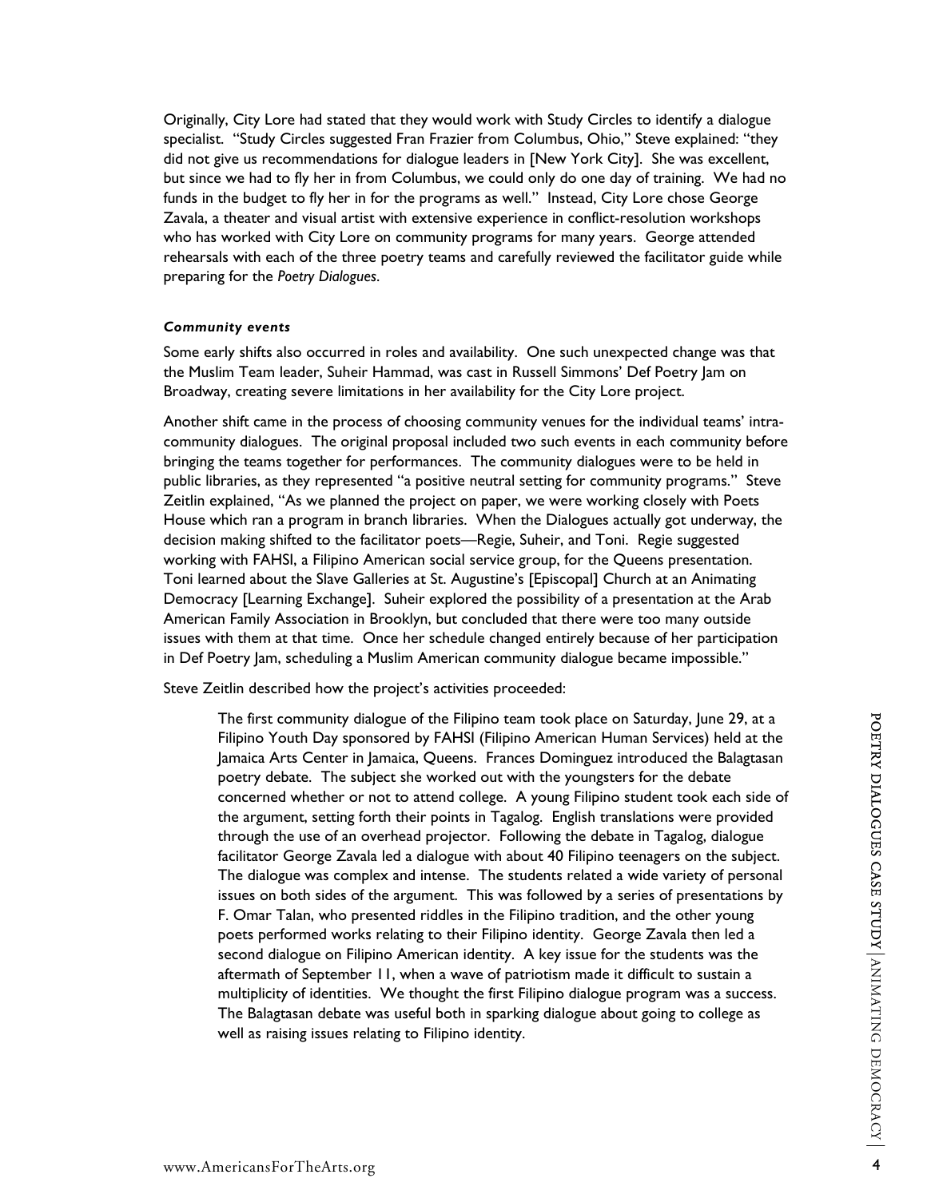Originally, City Lore had stated that they would work with Study Circles to identify a dialogue specialist. "Study Circles suggested Fran Frazier from Columbus, Ohio," Steve explained: "they did not give us recommendations for dialogue leaders in [New York City]. She was excellent, but since we had to fly her in from Columbus, we could only do one day of training. We had no funds in the budget to fly her in for the programs as well." Instead, City Lore chose George Zavala, a theater and visual artist with extensive experience in conflict-resolution workshops who has worked with City Lore on community programs for many years. George attended rehearsals with each of the three poetry teams and carefully reviewed the facilitator guide while preparing for the *Poetry Dialogues*.

#### *Community events*

Some early shifts also occurred in roles and availability. One such unexpected change was that the Muslim Team leader, Suheir Hammad, was cast in Russell Simmons' Def Poetry Jam on Broadway, creating severe limitations in her availability for the City Lore project.

Another shift came in the process of choosing community venues for the individual teams' intra-community dialogues. The original proposal included two such events in each community before bringing the teams together for performances. The community dialogues were to be held in public libraries, as they represented "a positive neutral setting for community programs." Steve Zeitlin explained, "As we planned the project on paper, we were working closely with Poets House which ran a program in branch libraries. When the Dialogues actually got underway, the decision making shifted to the facilitator poets—Regie, Suheir, and Toni. Regie suggested working with FAHSI, a Filipino American social service group, for the Queens presentation. Toni learned about the Slave Galleries at St. Augustine's [Episcopal] Church at an Animating Democracy [Learning Exchange]. Suheir explored the possibility of a presentation at the Arab American Family Association in Brooklyn, but concluded that there were too many outside issues with them at that time. Once her schedule changed entirely because of her participation in Def Poetry Jam, scheduling a Muslim American community dialogue became impossible."

Steve Zeitlin described how the project's activities proceeded:

> The first community dialogue of the Filipino team took place on Saturday, June 29, at a Filipino Youth Day sponsored by FAHSI (Filipino American Human Services) held at the Jamaica Arts Center in Jamaica, Queens. Frances Dominguez introduced the Balagtasan poetry debate. The subject she worked out with the youngsters for the debate concerned whether or not to attend college. A young Filipino student took each side of the argument, setting forth their points in Tagalog. English translations were provided through the use of an overhead projector. Following the debate in Tagalog, dialogue facilitator George Zavala led a dialogue with about 40 Filipino teenagers on the subject. The dialogue was complex and intense. The students related a wide variety of personal issues on both sides of the argument. This was followed by a series of presentations by F. Omar Talan, who presented riddles in the Filipino tradition, and the other young poets performed works relating to their Filipino identity. George Zavala then led a second dialogue on Filipino American identity. A key issue for the students was the aftermath of September 11, when a wave of patriotism made it difficult to sustain a multiplicity of identities. We thought the first Filipino dialogue program was a success. The Balagtasan debate was useful both in sparking dialogue about going to college as well as raising issues relating to Filipino identity.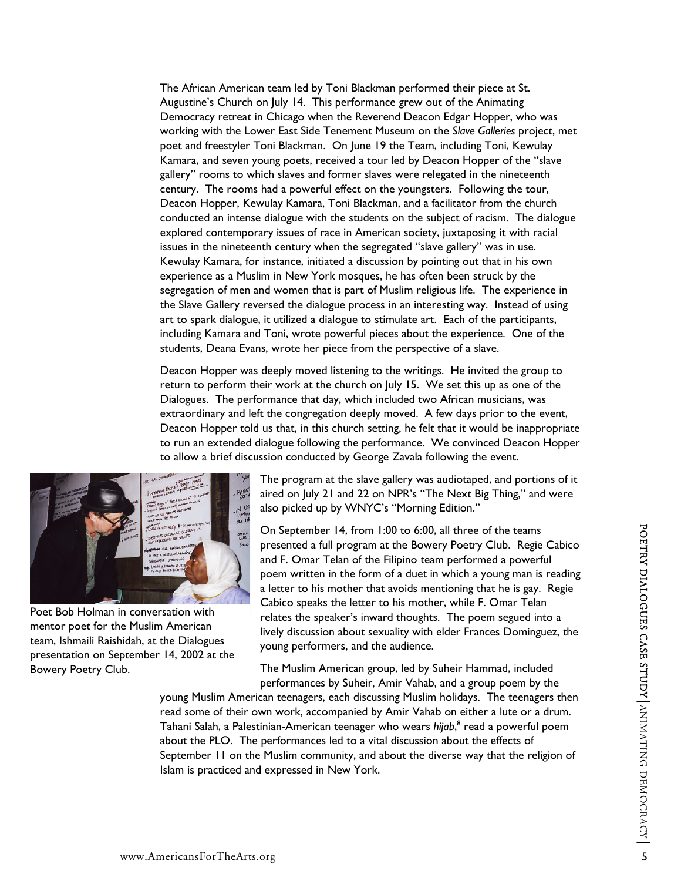The African American team led by Toni Blackman performed their piece at St. Augustine's Church on July 14. This performance grew out of the Animating Democracy retreat in Chicago when the Reverend Deacon Edgar Hopper, who was working with the Lower East Side Tenement Museum on the *Slave Galleries* project, met poet and freestyler Toni Blackman. On June 19 the Team, including Toni, Kewulay Kamara, and seven young poets, received a tour led by Deacon Hopper of the "slave gallery" rooms to which slaves and former slaves were relegated in the nineteenth century. The rooms had a powerful effect on the youngsters. Following the tour, Deacon Hopper, Kewulay Kamara, Toni Blackman, and a facilitator from the church conducted an intense dialogue with the students on the subject of racism. The dialogue explored contemporary issues of race in American society, juxtaposing it with racial issues in the nineteenth century when the segregated "slave gallery" was in use. Kewulay Kamara, for instance, initiated a discussion by pointing out that in his own experience as a Muslim in New York mosques, he has often been struck by the segregation of men and women that is part of Muslim religious life. The experience in the Slave Gallery reversed the dialogue process in an interesting way. Instead of using art to spark dialogue, it utilized a dialogue to stimulate art. Each of the participants, including Kamara and Toni, wrote powerful pieces about the experience. One of the students, Deana Evans, wrote her piece from the perspective of a slave.

Deacon Hopper was deeply moved listening to the writings. He invited the group to return to perform their work at the church on July 15. We set this up as one of the Dialogues. The performance that day, which included two African musicians, was extraordinary and left the congregation deeply moved. A few days prior to the event, Deacon Hopper told us that, in this church setting, he felt that it would be inappropriate to run an extended dialogue following the performance. We convinced Deacon Hopper to allow a brief discussion conducted by George Zavala following the event.

Poet Bob Holman in conversation with mentor poet for the Muslim American team, Ishmaili Raishidah, at the Dialogues presentation on September 14, 2002 at the Bowery Poetry Club.

The program at the slave gallery was audiotaped, and portions of it aired on July 21 and 22 on NPR's "The Next Big Thing," and were also picked up by WNYC's "Morning Edition."

On September 14, from 1:00 to 6:00, all three of the teams presented a full program at the Bowery Poetry Club. Regie Cabico and F. Omar Telan of the Filipino team performed a powerful poem written in the form of a duet in which a young man is reading a letter to his mother that avoids mentioning that he is gay. Regie Cabico speaks the letter to his mother, while F. Omar Telan relates the speaker's inward thoughts. The poem segued into a lively discussion about sexuality with elder Frances Dominguez, the young performers, and the audience.

The Muslim American group, led by Suheir Hammad, included performances by Suheir, Amir Vahab, and a group poem by the young Muslim American teenagers, each discussing Muslim holidays. The teenagers then read some of their own work, accompanied by Amir Vahab on either a lute or a drum. Tahani Salah, a Palestinian-American teenager who wears *hijab*,[8] read a powerful poem about the PLO. The performances led to a vital discussion about the effects of September 11 on the Muslim community, and about the diverse way that the religion of Islam is practiced and expressed in New York.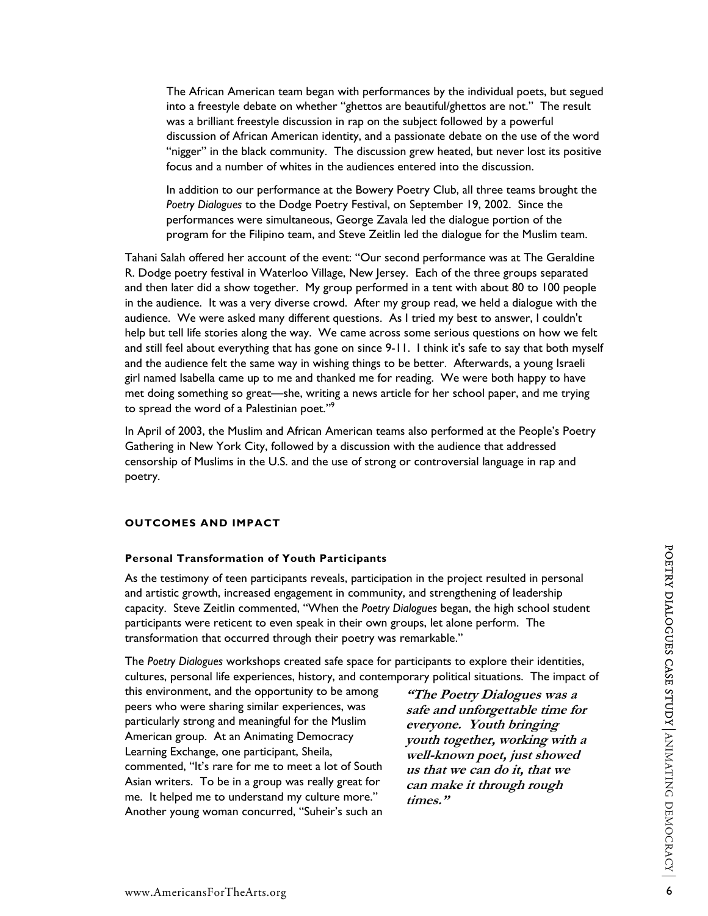> The African American team began with performances by the individual poets, but segued into a freestyle debate on whether "ghettos are beautiful/ghettos are not." The result was a brilliant freestyle discussion in rap on the subject followed by a powerful discussion of African American identity, and a passionate debate on the use of the word "nigger" in the black community. The discussion grew heated, but never lost its positive focus and a number of whites in the audiences entered into the discussion.
>
> In addition to our performance at the Bowery Poetry Club, all three teams brought the *Poetry Dialogues* to the Dodge Poetry Festival, on September 19, 2002. Since the performances were simultaneous, George Zavala led the dialogue portion of the program for the Filipino team, and Steve Zeitlin led the dialogue for the Muslim team.

Tahani Salah offered her account of the event: "Our second performance was at The Geraldine R. Dodge poetry festival in Waterloo Village, New Jersey. Each of the three groups separated and then later did a show together. My group performed in a tent with about 80 to 100 people in the audience. It was a very diverse crowd. After my group read, we held a dialogue with the audience. We were asked many different questions. As I tried my best to answer, I couldn't help but tell life stories along the way. We came across some serious questions on how we felt and still feel about everything that has gone on since 9-11. I think it's safe to say that both myself and the audience felt the same way in wishing things to be better. Afterwards, a young Israeli girl named Isabella came up to me and thanked me for reading. We were both happy to have met doing something so great—she, writing a news article for her school paper, and me trying to spread the word of a Palestinian poet."[9]

In April of 2003, the Muslim and African American teams also performed at the People's Poetry Gathering in New York City, followed by a discussion with the audience that addressed censorship of Muslims in the U.S. and the use of strong or controversial language in rap and poetry.

## OUTCOMES AND IMPACT

### Personal Transformation of Youth Participants

As the testimony of teen participants reveals, participation in the project resulted in personal and artistic growth, increased engagement in community, and strengthening of leadership capacity. Steve Zeitlin commented, "When the *Poetry Dialogues* began, the high school student participants were reticent to even speak in their own groups, let alone perform. The transformation that occurred through their poetry was remarkable."

The *Poetry Dialogues* workshops created safe space for participants to explore their identities, cultures, personal life experiences, history, and contemporary political situations. The impact of this environment, and the opportunity to be among peers who were sharing similar experiences, was particularly strong and meaningful for the Muslim American group. At an Animating Democracy Learning Exchange, one participant, Sheila, commented, "It's rare for me to meet a lot of South Asian writers. To be in a group was really great for me. It helped me to understand my culture more." Another young woman concurred, "Suheir's such an

***"The Poetry Dialogues was a safe and unforgettable time for everyone. Youth bringing youth together, working with a well-known poet, just showed us that we can do it, that we can make it through rough times."***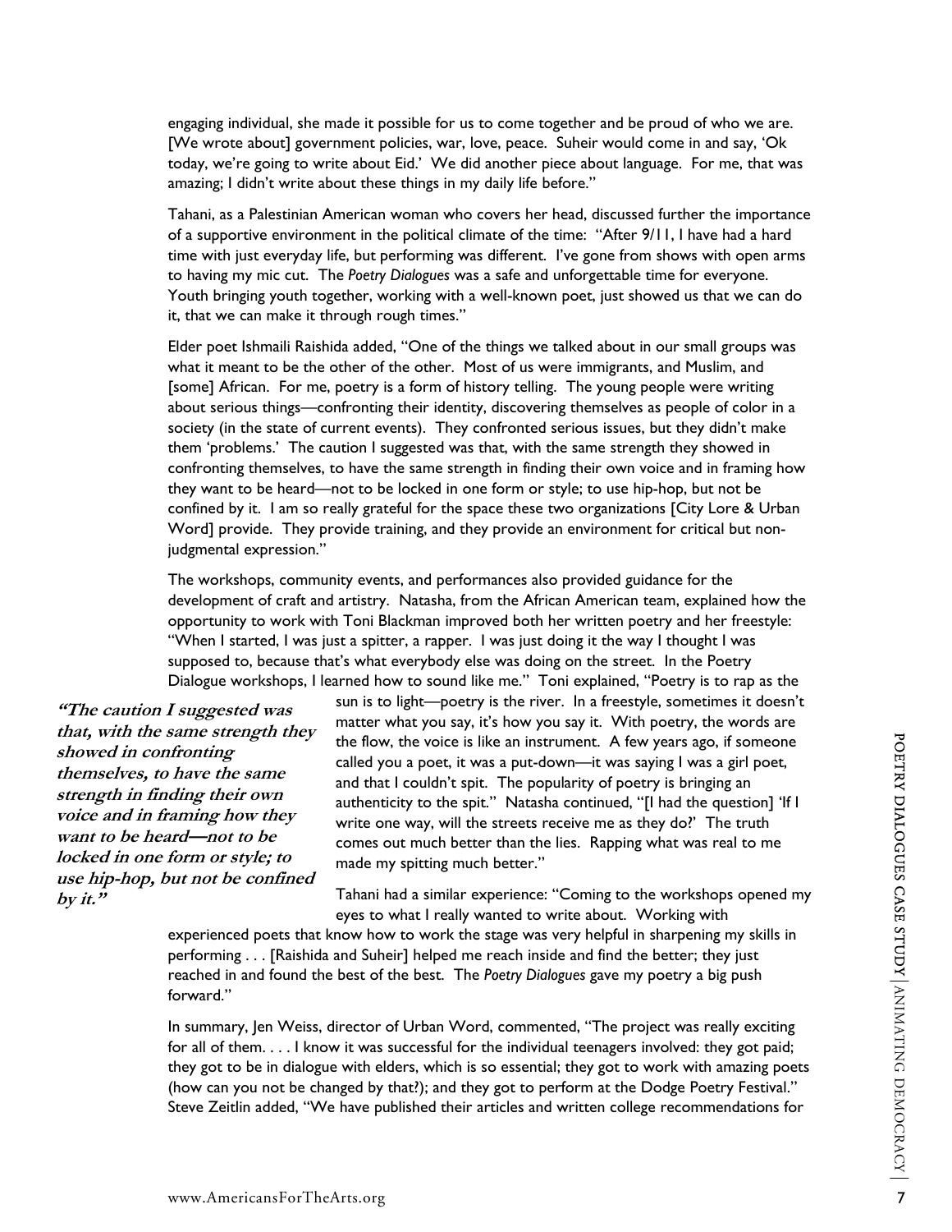engaging individual, she made it possible for us to come together and be proud of who we are. [We wrote about] government policies, war, love, peace. Suheir would come in and say, 'Ok today, we're going to write about Eid.' We did another piece about language. For me, that was amazing; I didn't write about these things in my daily life before."

Tahani, as a Palestinian American woman who covers her head, discussed further the importance of a supportive environment in the political climate of the time: "After 9/11, I have had a hard time with just everyday life, but performing was different. I've gone from shows with open arms to having my mic cut. The *Poetry Dialogues* was a safe and unforgettable time for everyone. Youth bringing youth together, working with a well-known poet, just showed us that we can do it, that we can make it through rough times."

Elder poet Ishmaili Raishida added, "One of the things we talked about in our small groups was what it meant to be the other of the other. Most of us were immigrants, and Muslim, and [some] African. For me, poetry is a form of history telling. The young people were writing about serious things—confronting their identity, discovering themselves as people of color in a society (in the state of current events). They confronted serious issues, but they didn't make them 'problems.' The caution I suggested was that, with the same strength they showed in confronting themselves, to have the same strength in finding their own voice and in framing how they want to be heard—not to be locked in one form or style; to use hip-hop, but not be confined by it. I am so really grateful for the space these two organizations [City Lore & Urban Word] provide. They provide training, and they provide an environment for critical but non-judgmental expression."

The workshops, community events, and performances also provided guidance for the development of craft and artistry. Natasha, from the African American team, explained how the opportunity to work with Toni Blackman improved both her written poetry and her freestyle: "When I started, I was just a spitter, a rapper. I was just doing it the way I thought I was supposed to, because that's what everybody else was doing on the street. In the Poetry Dialogue workshops, I learned how to sound like me." Toni explained, "Poetry is to rap as the sun is to light—poetry is the river. In a freestyle, sometimes it doesn't matter what you say, it's how you say it. With poetry, the words are the flow, the voice is like an instrument. A few years ago, if someone called you a poet, it was a put-down—it was saying I was a girl poet, and that I couldn't spit. The popularity of poetry is bringing an authenticity to the spit." Natasha continued, "[I had the question] 'If I write one way, will the streets receive me as they do?' The truth comes out much better than the lies. Rapping what was real to me made my spitting much better."

> ***"The caution I suggested was that, with the same strength they showed in confronting themselves, to have the same strength in finding their own voice and in framing how they want to be heard—not to be locked in one form or style; to use hip-hop, but not be confined by it."***

Tahani had a similar experience: "Coming to the workshops opened my eyes to what I really wanted to write about. Working with experienced poets that know how to work the stage was very helpful in sharpening my skills in performing . . . [Raishida and Suheir] helped me reach inside and find the better; they just reached in and found the best of the best. The *Poetry Dialogues* gave my poetry a big push forward."

In summary, Jen Weiss, director of Urban Word, commented, "The project was really exciting for all of them. . . . I know it was successful for the individual teenagers involved: they got paid; they got to be in dialogue with elders, which is so essential; they got to work with amazing poets (how can you not be changed by that?); and they got to perform at the Dodge Poetry Festival." Steve Zeitlin added, "We have published their articles and written college recommendations for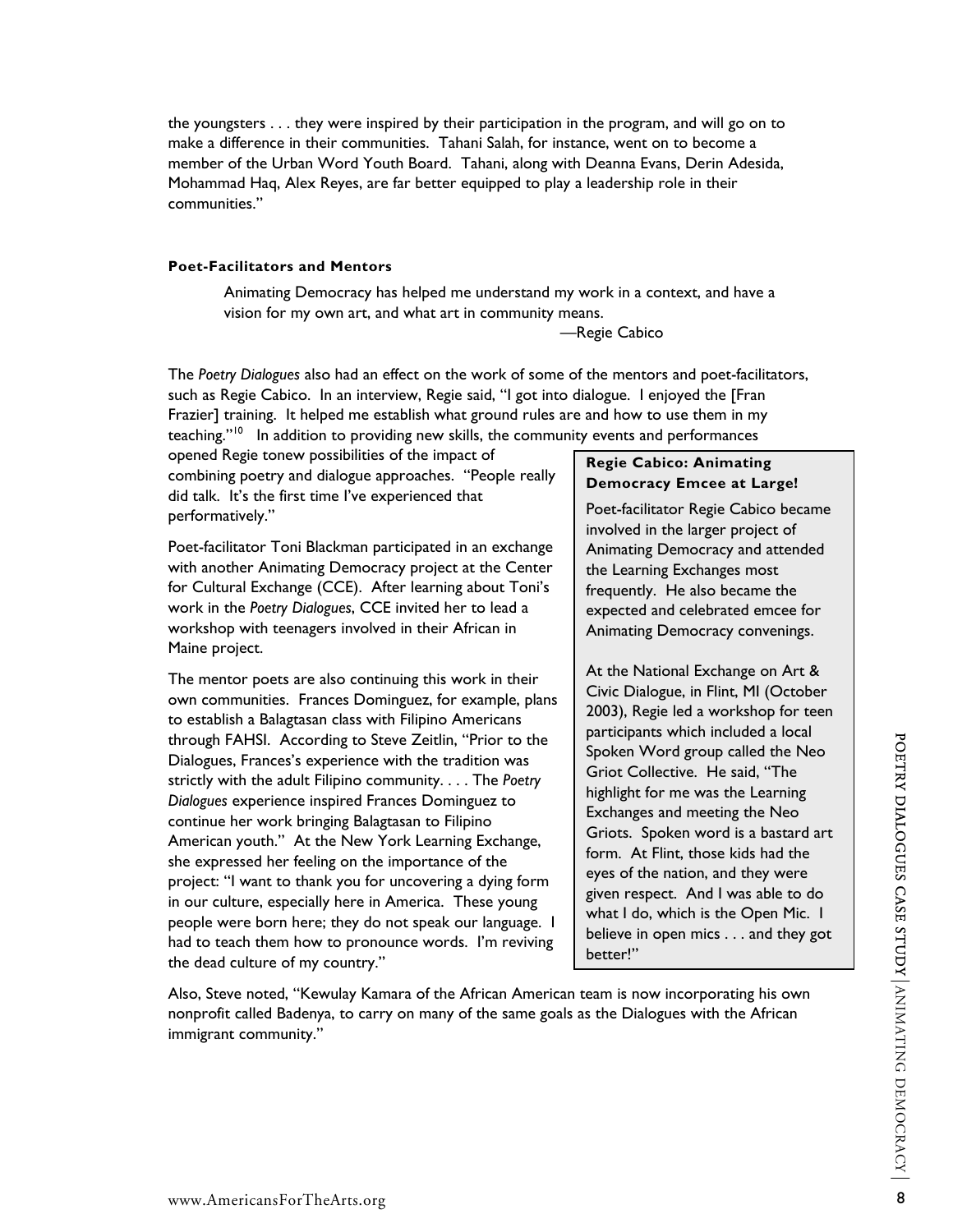the youngsters . . . they were inspired by their participation in the program, and will go on to make a difference in their communities. Tahani Salah, for instance, went on to become a member of the Urban Word Youth Board. Tahani, along with Deanna Evans, Derin Adesida, Mohammad Haq, Alex Reyes, are far better equipped to play a leadership role in their communities."

#### Poet-Facilitators and Mentors

> Animating Democracy has helped me understand my work in a context, and have a vision for my own art, and what art in community means.
>
> —Regie Cabico

The *Poetry Dialogues* also had an effect on the work of some of the mentors and poet-facilitators, such as Regie Cabico. In an interview, Regie said, "I got into dialogue. I enjoyed the [Fran Frazier] training. It helped me establish what ground rules are and how to use them in my teaching."[10] In addition to providing new skills, the community events and performances opened Regie tonew possibilities of the impact of combining poetry and dialogue approaches. "People really did talk. It's the first time I've experienced that performatively."

Poet-facilitator Toni Blackman participated in an exchange with another Animating Democracy project at the Center for Cultural Exchange (CCE). After learning about Toni's work in the *Poetry Dialogues*, CCE invited her to lead a workshop with teenagers involved in their African in Maine project.

The mentor poets are also continuing this work in their own communities. Frances Dominguez, for example, plans to establish a Balagtasan class with Filipino Americans through FAHSI. According to Steve Zeitlin, "Prior to the Dialogues, Frances's experience with the tradition was strictly with the adult Filipino community. . . . The *Poetry Dialogues* experience inspired Frances Dominguez to continue her work bringing Balagtasan to Filipino American youth." At the New York Learning Exchange, she expressed her feeling on the importance of the project: "I want to thank you for uncovering a dying form in our culture, especially here in America. These young people were born here; they do not speak our language. I had to teach them how to pronounce words. I'm reviving the dead culture of my country."

> **Regie Cabico: Animating Democracy Emcee at Large!**
>
> Poet-facilitator Regie Cabico became involved in the larger project of Animating Democracy and attended the Learning Exchanges most frequently. He also became the expected and celebrated emcee for Animating Democracy convenings.
>
> At the National Exchange on Art & Civic Dialogue, in Flint, MI (October 2003), Regie led a workshop for teen participants which included a local Spoken Word group called the Neo Griot Collective. He said, "The highlight for me was the Learning Exchanges and meeting the Neo Griots. Spoken word is a bastard art form. At Flint, those kids had the eyes of the nation, and they were given respect. And I was able to do what I do, which is the Open Mic. I believe in open mics . . . and they got better!"

Also, Steve noted, "Kewulay Kamara of the African American team is now incorporating his own nonprofit called Badenya, to carry on many of the same goals as the Dialogues with the African immigrant community."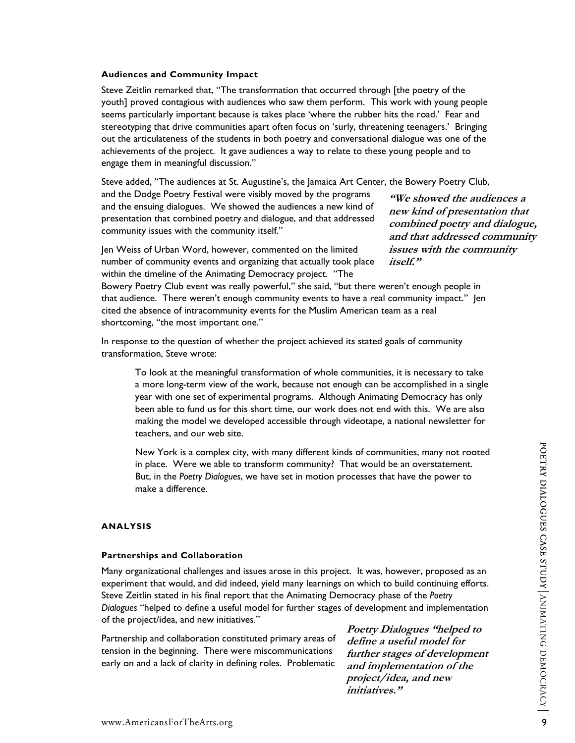### Audiences and Community Impact

Steve Zeitlin remarked that, "The transformation that occurred through [the poetry of the youth] proved contagious with audiences who saw them perform. This work with young people seems particularly important because is takes place 'where the rubber hits the road.' Fear and stereotyping that drive communities apart often focus on 'surly, threatening teenagers.' Bringing out the articulateness of the students in both poetry and conversational dialogue was one of the achievements of the project. It gave audiences a way to relate to these young people and to engage them in meaningful discussion."

Steve added, "The audiences at St. Augustine's, the Jamaica Art Center, the Bowery Poetry Club, and the Dodge Poetry Festival were visibly moved by the programs and the ensuing dialogues. We showed the audiences a new kind of presentation that combined poetry and dialogue, and that addressed community issues with the community itself."

> ***"We showed the audiences a new kind of presentation that combined poetry and dialogue, and that addressed community issues with the community itself."***

Jen Weiss of Urban Word, however, commented on the limited number of community events and organizing that actually took place within the timeline of the Animating Democracy project. "The Bowery Poetry Club event was really powerful," she said, "but there weren't enough people in that audience. There weren't enough community events to have a real community impact." Jen cited the absence of intracommunity events for the Muslim American team as a real shortcoming, "the most important one."

In response to the question of whether the project achieved its stated goals of community transformation, Steve wrote:

> To look at the meaningful transformation of whole communities, it is necessary to take a more long-term view of the work, because not enough can be accomplished in a single year with one set of experimental programs. Although Animating Democracy has only been able to fund us for this short time, our work does not end with this. We are also making the model we developed accessible through videotape, a national newsletter for teachers, and our web site.
>
> New York is a complex city, with many different kinds of communities, many not rooted in place. Were we able to transform community? That would be an overstatement. But, in the *Poetry Dialogues*, we have set in motion processes that have the power to make a difference.

## ANALYSIS

### Partnerships and Collaboration

Many organizational challenges and issues arose in this project. It was, however, proposed as an experiment that would, and did indeed, yield many learnings on which to build continuing efforts. Steve Zeitlin stated in his final report that the Animating Democracy phase of the *Poetry Dialogues* "helped to define a useful model for further stages of development and implementation of the project/idea, and new initiatives."

> ***Poetry Dialogues "helped to define a useful model for further stages of development and implementation of the project/idea, and new initiatives."***

Partnership and collaboration constituted primary areas of tension in the beginning. There were miscommunications early on and a lack of clarity in defining roles. Problematic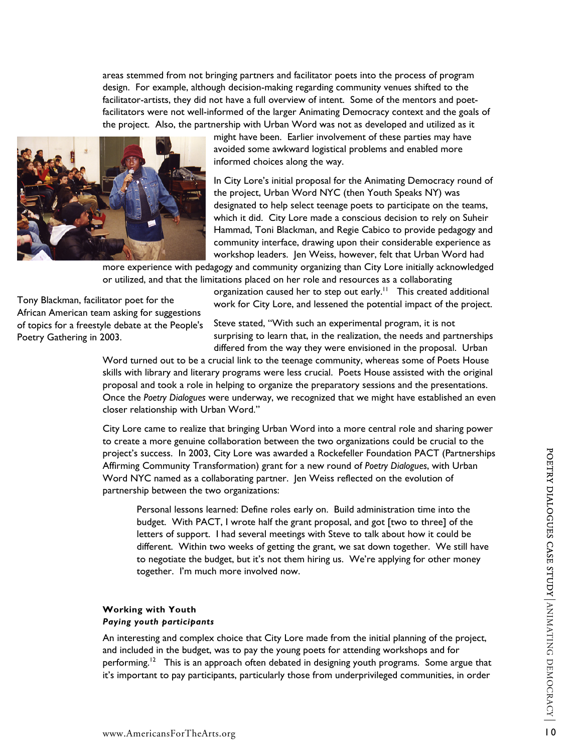areas stemmed from not bringing partners and facilitator poets into the process of program design. For example, although decision-making regarding community venues shifted to the facilitator-artists, they did not have a full overview of intent. Some of the mentors and poet-facilitators were not well-informed of the larger Animating Democracy context and the goals of the project. Also, the partnership with Urban Word was not as developed and utilized as it might have been. Earlier involvement of these parties may have avoided some awkward logistical problems and enabled more informed choices along the way.

Tony Blackman, facilitator poet for the African American team asking for suggestions of topics for a freestyle debate at the People's Poetry Gathering in 2003.

In City Lore's initial proposal for the Animating Democracy round of the project, Urban Word NYC (then Youth Speaks NY) was designated to help select teenage poets to participate on the teams, which it did. City Lore made a conscious decision to rely on Suheir Hammad, Toni Blackman, and Regie Cabico to provide pedagogy and community interface, drawing upon their considerable experience as workshop leaders. Jen Weiss, however, felt that Urban Word had more experience with pedagogy and community organizing than City Lore initially acknowledged or utilized, and that the limitations placed on her role and resources as a collaborating organization caused her to step out early.[11] This created additional work for City Lore, and lessened the potential impact of the project.

Steve stated, "With such an experimental program, it is not surprising to learn that, in the realization, the needs and partnerships differed from the way they were envisioned in the proposal. Urban Word turned out to be a crucial link to the teenage community, whereas some of Poets House skills with library and literary programs were less crucial. Poets House assisted with the original proposal and took a role in helping to organize the preparatory sessions and the presentations. Once the *Poetry Dialogues* were underway, we recognized that we might have established an even closer relationship with Urban Word."

City Lore came to realize that bringing Urban Word into a more central role and sharing power to create a more genuine collaboration between the two organizations could be crucial to the project's success. In 2003, City Lore was awarded a Rockefeller Foundation PACT (Partnerships Affirming Community Transformation) grant for a new round of *Poetry Dialogues*, with Urban Word NYC named as a collaborating partner. Jen Weiss reflected on the evolution of partnership between the two organizations:

> Personal lessons learned: Define roles early on. Build administration time into the budget. With PACT, I wrote half the grant proposal, and got [two to three] of the letters of support. I had several meetings with Steve to talk about how it could be different. Within two weeks of getting the grant, we sat down together. We still have to negotiate the budget, but it's not them hiring us. We're applying for other money together. I'm much more involved now.

**Working with Youth**

***Paying youth participants***

An interesting and complex choice that City Lore made from the initial planning of the project, and included in the budget, was to pay the young poets for attending workshops and for performing.[12] This is an approach often debated in designing youth programs. Some argue that it's important to pay participants, particularly those from underprivileged communities, in order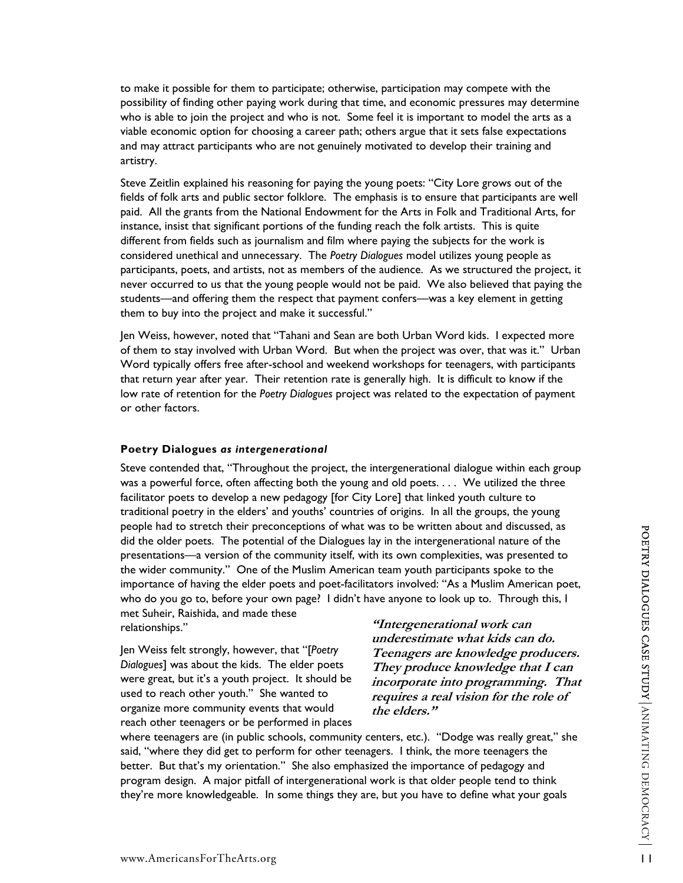to make it possible for them to participate; otherwise, participation may compete with the possibility of finding other paying work during that time, and economic pressures may determine who is able to join the project and who is not. Some feel it is important to model the arts as a viable economic option for choosing a career path; others argue that it sets false expectations and may attract participants who are not genuinely motivated to develop their training and artistry.

Steve Zeitlin explained his reasoning for paying the young poets: "City Lore grows out of the fields of folk arts and public sector folklore. The emphasis is to ensure that participants are well paid. All the grants from the National Endowment for the Arts in Folk and Traditional Arts, for instance, insist that significant portions of the funding reach the folk artists. This is quite different from fields such as journalism and film where paying the subjects for the work is considered unethical and unnecessary. The *Poetry Dialogues* model utilizes young people as participants, poets, and artists, not as members of the audience. As we structured the project, it never occurred to us that the young people would not be paid. We also believed that paying the students—and offering them the respect that payment confers—was a key element in getting them to buy into the project and make it successful."

Jen Weiss, however, noted that "Tahani and Sean are both Urban Word kids. I expected more of them to stay involved with Urban Word. But when the project was over, that was it." Urban Word typically offers free after-school and weekend workshops for teenagers, with participants that return year after year. Their retention rate is generally high. It is difficult to know if the low rate of retention for the *Poetry Dialogues* project was related to the expectation of payment or other factors.

### Poetry Dialogues *as intergenerational*

Steve contended that, "Throughout the project, the intergenerational dialogue within each group was a powerful force, often affecting both the young and old poets. . . . We utilized the three facilitator poets to develop a new pedagogy [for City Lore] that linked youth culture to traditional poetry in the elders' and youths' countries of origins. In all the groups, the young people had to stretch their preconceptions of what was to be written about and discussed, as did the older poets. The potential of the Dialogues lay in the intergenerational nature of the presentations—a version of the community itself, with its own complexities, was presented to the wider community." One of the Muslim American team youth participants spoke to the importance of having the elder poets and poet-facilitators involved: "As a Muslim American poet, who do you go to, before your own page? I didn't have anyone to look up to. Through this, I met Suheir, Raishida, and made these relationships."

Jen Weiss felt strongly, however, that "[*Poetry Dialogues*] was about the kids. The elder poets were great, but it's a youth project. It should be used to reach other youth." She wanted to organize more community events that would reach other teenagers or be performed in places where teenagers are (in public schools, community centers, etc.). "Dodge was really great," she said, "where they did get to perform for other teenagers. I think, the more teenagers the better. But that's my orientation." She also emphasized the importance of pedagogy and program design. A major pitfall of intergenerational work is that older people tend to think they're more knowledgeable. In some things they are, but you have to define what your goals

> ***"Intergenerational work can underestimate what kids can do. Teenagers are knowledge producers. They produce knowledge that I can incorporate into programming. That requires a real vision for the role of the elders."***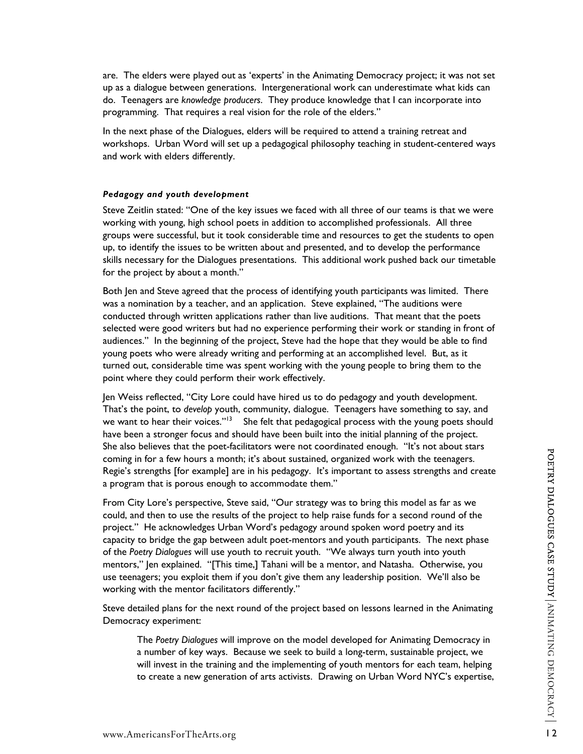are. The elders were played out as 'experts' in the Animating Democracy project; it was not set up as a dialogue between generations. Intergenerational work can underestimate what kids can do. Teenagers are *knowledge producers*. They produce knowledge that I can incorporate into programming. That requires a real vision for the role of the elders."

In the next phase of the Dialogues, elders will be required to attend a training retreat and workshops. Urban Word will set up a pedagogical philosophy teaching in student-centered ways and work with elders differently.

#### *Pedagogy and youth development*

Steve Zeitlin stated: "One of the key issues we faced with all three of our teams is that we were working with young, high school poets in addition to accomplished professionals. All three groups were successful, but it took considerable time and resources to get the students to open up, to identify the issues to be written about and presented, and to develop the performance skills necessary for the Dialogues presentations. This additional work pushed back our timetable for the project by about a month."

Both Jen and Steve agreed that the process of identifying youth participants was limited. There was a nomination by a teacher, and an application. Steve explained, "The auditions were conducted through written applications rather than live auditions. That meant that the poets selected were good writers but had no experience performing their work or standing in front of audiences." In the beginning of the project, Steve had the hope that they would be able to find young poets who were already writing and performing at an accomplished level. But, as it turned out, considerable time was spent working with the young people to bring them to the point where they could perform their work effectively.

Jen Weiss reflected, "City Lore could have hired us to do pedagogy and youth development. That's the point, to *develop* youth, community, dialogue. Teenagers have something to say, and we want to hear their voices."[13] She felt that pedagogical process with the young poets should have been a stronger focus and should have been built into the initial planning of the project. She also believes that the poet-facilitators were not coordinated enough. "It's not about stars coming in for a few hours a month; it's about sustained, organized work with the teenagers. Regie's strengths [for example] are in his pedagogy. It's important to assess strengths and create a program that is porous enough to accommodate them."

From City Lore's perspective, Steve said, "Our strategy was to bring this model as far as we could, and then to use the results of the project to help raise funds for a second round of the project." He acknowledges Urban Word's pedagogy around spoken word poetry and its capacity to bridge the gap between adult poet-mentors and youth participants. The next phase of the *Poetry Dialogues* will use youth to recruit youth. "We always turn youth into youth mentors," Jen explained. "[This time,] Tahani will be a mentor, and Natasha. Otherwise, you use teenagers; you exploit them if you don't give them any leadership position. We'll also be working with the mentor facilitators differently."

Steve detailed plans for the next round of the project based on lessons learned in the Animating Democracy experiment:

> The *Poetry Dialogues* will improve on the model developed for Animating Democracy in a number of key ways. Because we seek to build a long-term, sustainable project, we will invest in the training and the implementing of youth mentors for each team, helping to create a new generation of arts activists. Drawing on Urban Word NYC's expertise,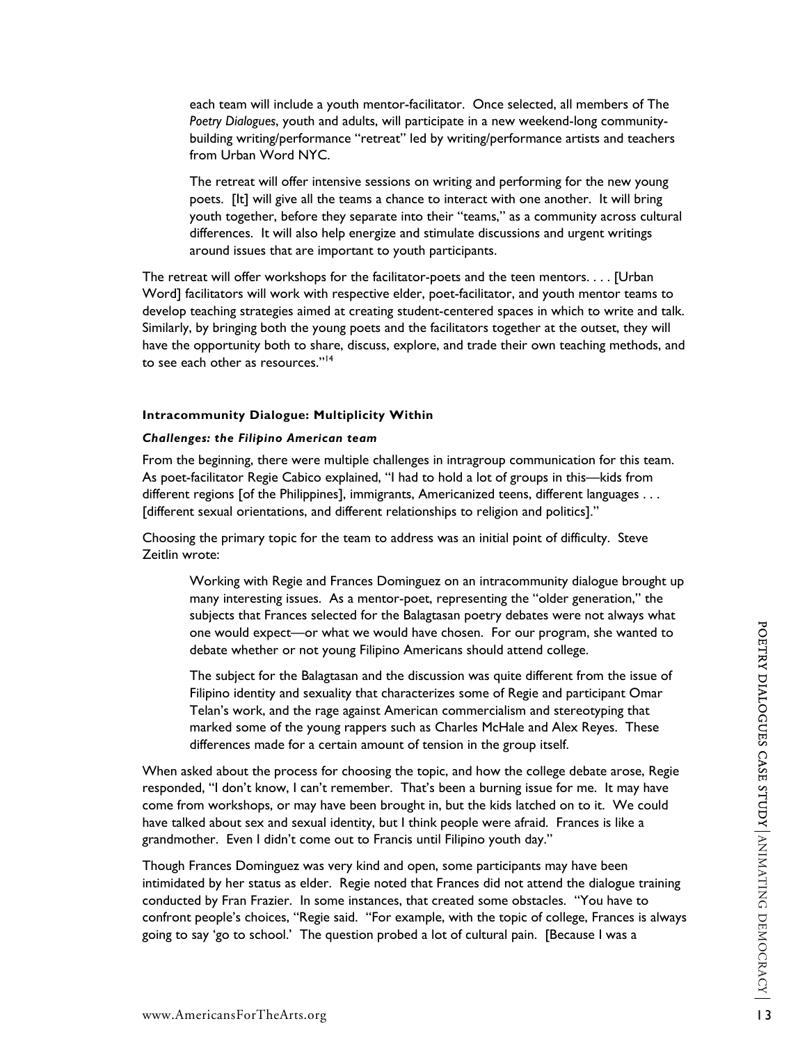> each team will include a youth mentor-facilitator. Once selected, all members of The *Poetry Dialogues*, youth and adults, will participate in a new weekend-long community-building writing/performance "retreat" led by writing/performance artists and teachers from Urban Word NYC.
>
> The retreat will offer intensive sessions on writing and performing for the new young poets. [It] will give all the teams a chance to interact with one another. It will bring youth together, before they separate into their "teams," as a community across cultural differences. It will also help energize and stimulate discussions and urgent writings around issues that are important to youth participants.

The retreat will offer workshops for the facilitator-poets and the teen mentors. . . . [Urban Word] facilitators will work with respective elder, poet-facilitator, and youth mentor teams to develop teaching strategies aimed at creating student-centered spaces in which to write and talk. Similarly, by bringing both the young poets and the facilitators together at the outset, they will have the opportunity both to share, discuss, explore, and trade their own teaching methods, and to see each other as resources."[14]

#### Intracommunity Dialogue: Multiplicity Within

##### *Challenges: the Filipino American team*

From the beginning, there were multiple challenges in intragroup communication for this team. As poet-facilitator Regie Cabico explained, "I had to hold a lot of groups in this—kids from different regions [of the Philippines], immigrants, Americanized teens, different languages . . . [different sexual orientations, and different relationships to religion and politics]."

Choosing the primary topic for the team to address was an initial point of difficulty. Steve Zeitlin wrote:

> Working with Regie and Frances Dominguez on an intracommunity dialogue brought up many interesting issues. As a mentor-poet, representing the "older generation," the subjects that Frances selected for the Balagtasan poetry debates were not always what one would expect—or what we would have chosen. For our program, she wanted to debate whether or not young Filipino Americans should attend college.
>
> The subject for the Balagtasan and the discussion was quite different from the issue of Filipino identity and sexuality that characterizes some of Regie and participant Omar Telan's work, and the rage against American commercialism and stereotyping that marked some of the young rappers such as Charles McHale and Alex Reyes. These differences made for a certain amount of tension in the group itself.

When asked about the process for choosing the topic, and how the college debate arose, Regie responded, "I don't know, I can't remember. That's been a burning issue for me. It may have come from workshops, or may have been brought in, but the kids latched on to it. We could have talked about sex and sexual identity, but I think people were afraid. Frances is like a grandmother. Even I didn't come out to Francis until Filipino youth day."

Though Frances Dominguez was very kind and open, some participants may have been intimidated by her status as elder. Regie noted that Frances did not attend the dialogue training conducted by Fran Frazier. In some instances, that created some obstacles. "You have to confront people's choices, "Regie said. "For example, with the topic of college, Frances is always going to say 'go to school.' The question probed a lot of cultural pain. [Because I was a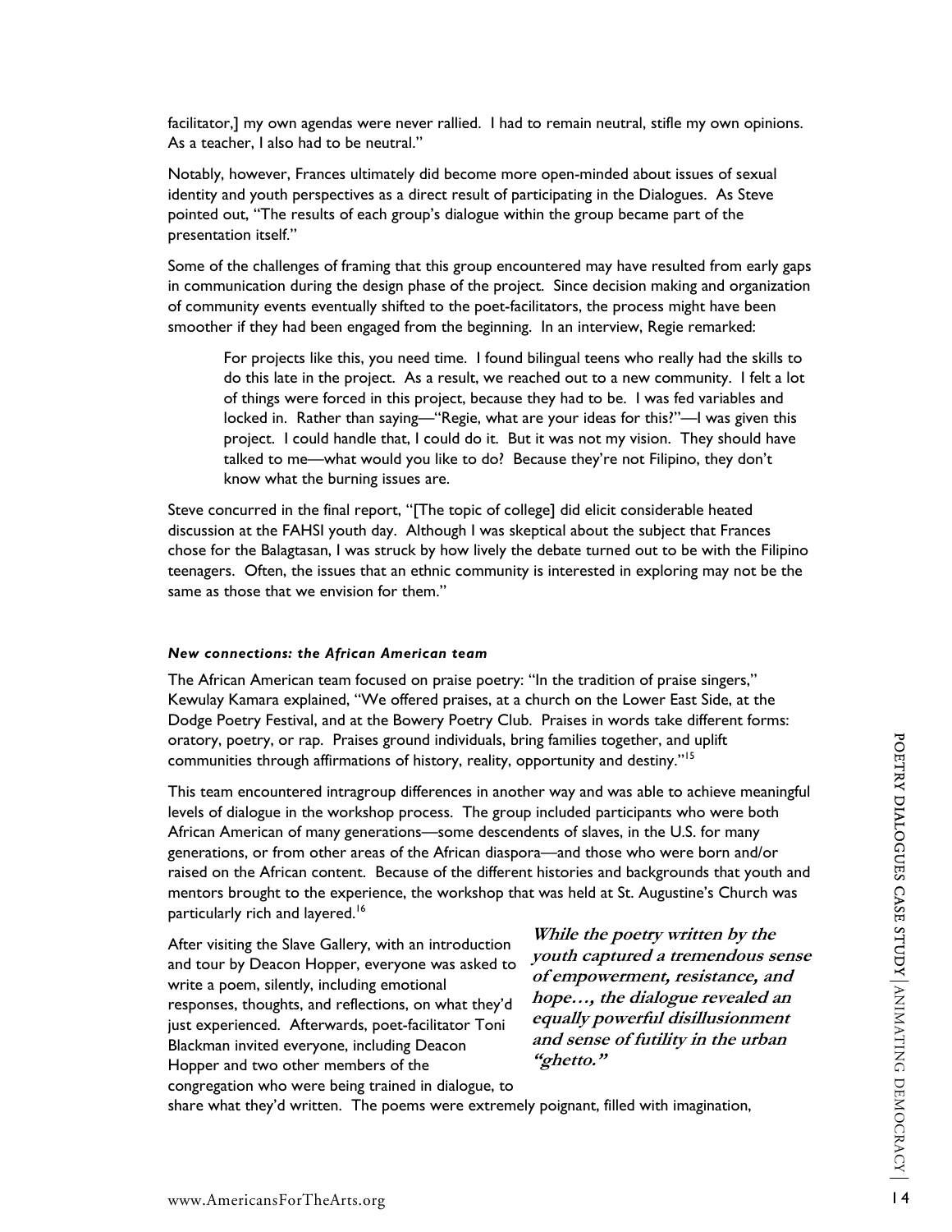facilitator,] my own agendas were never rallied. I had to remain neutral, stifle my own opinions. As a teacher, I also had to be neutral."

Notably, however, Frances ultimately did become more open-minded about issues of sexual identity and youth perspectives as a direct result of participating in the Dialogues. As Steve pointed out, "The results of each group's dialogue within the group became part of the presentation itself."

Some of the challenges of framing that this group encountered may have resulted from early gaps in communication during the design phase of the project. Since decision making and organization of community events eventually shifted to the poet-facilitators, the process might have been smoother if they had been engaged from the beginning. In an interview, Regie remarked:

> For projects like this, you need time. I found bilingual teens who really had the skills to do this late in the project. As a result, we reached out to a new community. I felt a lot of things were forced in this project, because they had to be. I was fed variables and locked in. Rather than saying—"Regie, what are your ideas for this?"—I was given this project. I could handle that, I could do it. But it was not my vision. They should have talked to me—what would you like to do? Because they're not Filipino, they don't know what the burning issues are.

Steve concurred in the final report, "[The topic of college] did elicit considerable heated discussion at the FAHSI youth day. Although I was skeptical about the subject that Frances chose for the Balagtasan, I was struck by how lively the debate turned out to be with the Filipino teenagers. Often, the issues that an ethnic community is interested in exploring may not be the same as those that we envision for them."

#### *New connections: the African American team*

The African American team focused on praise poetry: "In the tradition of praise singers," Kewulay Kamara explained, "We offered praises, at a church on the Lower East Side, at the Dodge Poetry Festival, and at the Bowery Poetry Club. Praises in words take different forms: oratory, poetry, or rap. Praises ground individuals, bring families together, and uplift communities through affirmations of history, reality, opportunity and destiny."[15]

This team encountered intragroup differences in another way and was able to achieve meaningful levels of dialogue in the workshop process. The group included participants who were both African American of many generations—some descendents of slaves, in the U.S. for many generations, or from other areas of the African diaspora—and those who were born and/or raised on the African content. Because of the different histories and backgrounds that youth and mentors brought to the experience, the workshop that was held at St. Augustine's Church was particularly rich and layered.[16]

> ***While the poetry written by the youth captured a tremendous sense of empowerment, resistance, and hope…, the dialogue revealed an equally powerful disillusionment and sense of futility in the urban "ghetto."***

After visiting the Slave Gallery, with an introduction and tour by Deacon Hopper, everyone was asked to write a poem, silently, including emotional responses, thoughts, and reflections, on what they'd just experienced. Afterwards, poet-facilitator Toni Blackman invited everyone, including Deacon Hopper and two other members of the congregation who were being trained in dialogue, to share what they'd written. The poems were extremely poignant, filled with imagination,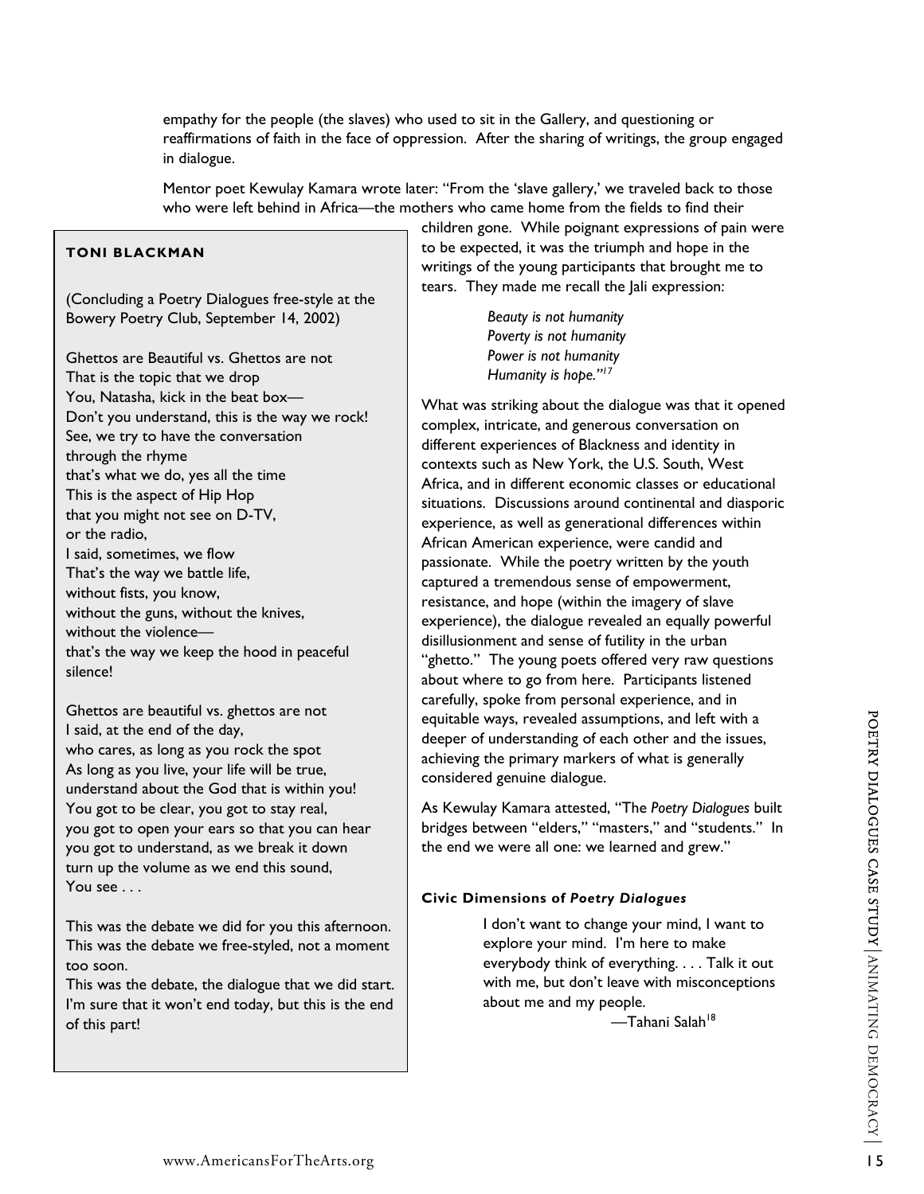empathy for the people (the slaves) who used to sit in the Gallery, and questioning or reaffirmations of faith in the face of oppression. After the sharing of writings, the group engaged in dialogue.

Mentor poet Kewulay Kamara wrote later: "From the 'slave gallery,' we traveled back to those who were left behind in Africa—the mothers who came home from the fields to find their children gone. While poignant expressions of pain were to be expected, it was the triumph and hope in the writings of the young participants that brought me to tears. They made me recall the Jali expression:

> *Beauty is not humanity*
> *Poverty is not humanity*
> *Power is not humanity*
> *Humanity is hope."*[17]

What was striking about the dialogue was that it opened complex, intricate, and generous conversation on different experiences of Blackness and identity in contexts such as New York, the U.S. South, West Africa, and in different economic classes or educational situations. Discussions around continental and diasporic experience, as well as generational differences within African American experience, were candid and passionate. While the poetry written by the youth captured a tremendous sense of empowerment, resistance, and hope (within the imagery of slave experience), the dialogue revealed an equally powerful disillusionment and sense of futility in the urban "ghetto." The young poets offered very raw questions about where to go from here. Participants listened carefully, spoke from personal experience, and in equitable ways, revealed assumptions, and left with a deeper of understanding of each other and the issues, achieving the primary markers of what is generally considered genuine dialogue.

As Kewulay Kamara attested, "The *Poetry Dialogues* built bridges between "elders," "masters," and "students." In the end we were all one: we learned and grew."

**TONI BLACKMAN**

(Concluding a Poetry Dialogues free-style at the Bowery Poetry Club, September 14, 2002)

Ghettos are Beautiful vs. Ghettos are not
That is the topic that we drop
You, Natasha, kick in the beat box—
Don't you understand, this is the way we rock!
See, we try to have the conversation
through the rhyme
that's what we do, yes all the time
This is the aspect of Hip Hop
that you might not see on D-TV,
or the radio,
I said, sometimes, we flow
That's the way we battle life,
without fists, you know,
without the guns, without the knives,
without the violence—
that's the way we keep the hood in peaceful silence!

Ghettos are beautiful vs. ghettos are not
I said, at the end of the day,
who cares, as long as you rock the spot
As long as you live, your life will be true,
understand about the God that is within you!
You got to be clear, you got to stay real,
you got to open your ears so that you can hear
you got to understand, as we break it down
turn up the volume as we end this sound,
You see . . .

This was the debate we did for you this afternoon.
This was the debate we free-styled, not a moment too soon.
This was the debate, the dialogue that we did start.
I'm sure that it won't end today, but this is the end of this part!

### Civic Dimensions of *Poetry Dialogues*

> I don't want to change your mind, I want to explore your mind. I'm here to make everybody think of everything. . . . Talk it out with me, but don't leave with misconceptions about me and my people.
>
> —Tahani Salah[18]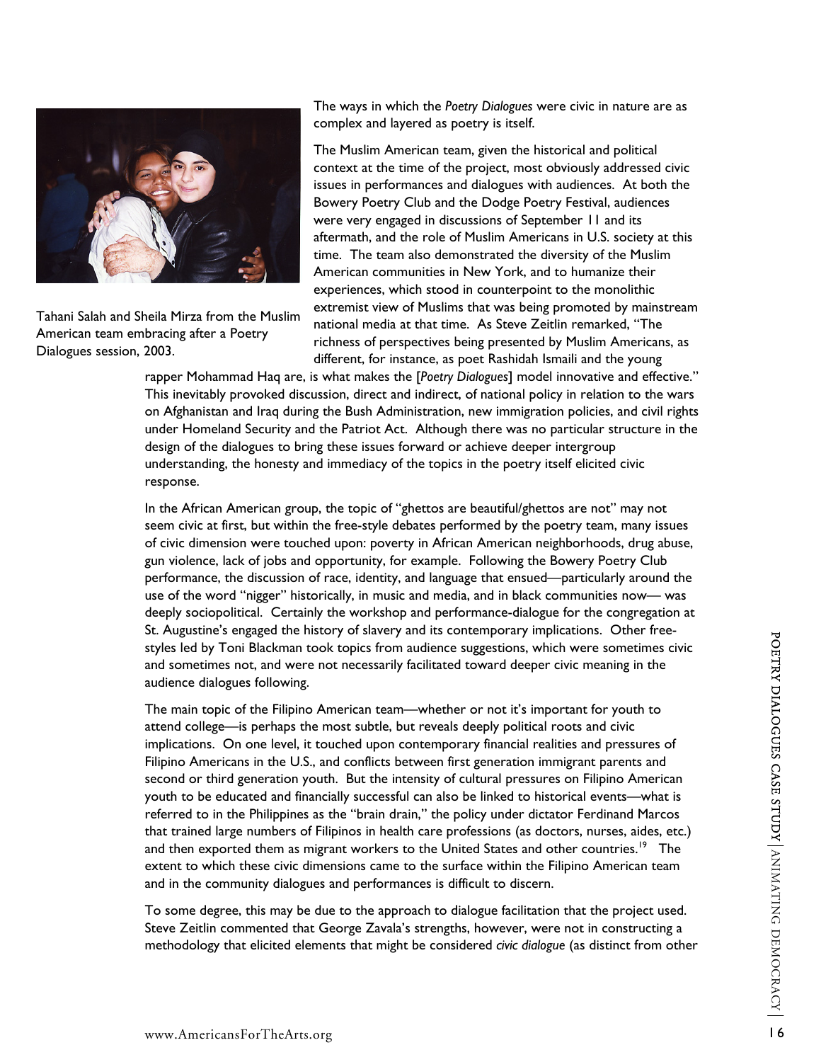Tahani Salah and Sheila Mirza from the Muslim American team embracing after a Poetry Dialogues session, 2003.

The ways in which the *Poetry Dialogues* were civic in nature are as complex and layered as poetry is itself.

The Muslim American team, given the historical and political context at the time of the project, most obviously addressed civic issues in performances and dialogues with audiences. At both the Bowery Poetry Club and the Dodge Poetry Festival, audiences were very engaged in discussions of September 11 and its aftermath, and the role of Muslim Americans in U.S. society at this time. The team also demonstrated the diversity of the Muslim American communities in New York, and to humanize their experiences, which stood in counterpoint to the monolithic extremist view of Muslims that was being promoted by mainstream national media at that time. As Steve Zeitlin remarked, "The richness of perspectives being presented by Muslim Americans, as different, for instance, as poet Rashidah Ismaili and the young rapper Mohammad Haq are, is what makes the [*Poetry Dialogues*] model innovative and effective." This inevitably provoked discussion, direct and indirect, of national policy in relation to the wars on Afghanistan and Iraq during the Bush Administration, new immigration policies, and civil rights under Homeland Security and the Patriot Act. Although there was no particular structure in the design of the dialogues to bring these issues forward or achieve deeper intergroup understanding, the honesty and immediacy of the topics in the poetry itself elicited civic response.

In the African American group, the topic of "ghettos are beautiful/ghettos are not" may not seem civic at first, but within the free-style debates performed by the poetry team, many issues of civic dimension were touched upon: poverty in African American neighborhoods, drug abuse, gun violence, lack of jobs and opportunity, for example. Following the Bowery Poetry Club performance, the discussion of race, identity, and language that ensued—particularly around the use of the word "nigger" historically, in music and media, and in black communities now— was deeply sociopolitical. Certainly the workshop and performance-dialogue for the congregation at St. Augustine's engaged the history of slavery and its contemporary implications. Other free-styles led by Toni Blackman took topics from audience suggestions, which were sometimes civic and sometimes not, and were not necessarily facilitated toward deeper civic meaning in the audience dialogues following.

The main topic of the Filipino American team—whether or not it's important for youth to attend college—is perhaps the most subtle, but reveals deeply political roots and civic implications. On one level, it touched upon contemporary financial realities and pressures of Filipino Americans in the U.S., and conflicts between first generation immigrant parents and second or third generation youth. But the intensity of cultural pressures on Filipino American youth to be educated and financially successful can also be linked to historical events—what is referred to in the Philippines as the "brain drain," the policy under dictator Ferdinand Marcos that trained large numbers of Filipinos in health care professions (as doctors, nurses, aides, etc.) and then exported them as migrant workers to the United States and other countries.[19] The extent to which these civic dimensions came to the surface within the Filipino American team and in the community dialogues and performances is difficult to discern.

To some degree, this may be due to the approach to dialogue facilitation that the project used. Steve Zeitlin commented that George Zavala's strengths, however, were not in constructing a methodology that elicited elements that might be considered *civic dialogue* (as distinct from other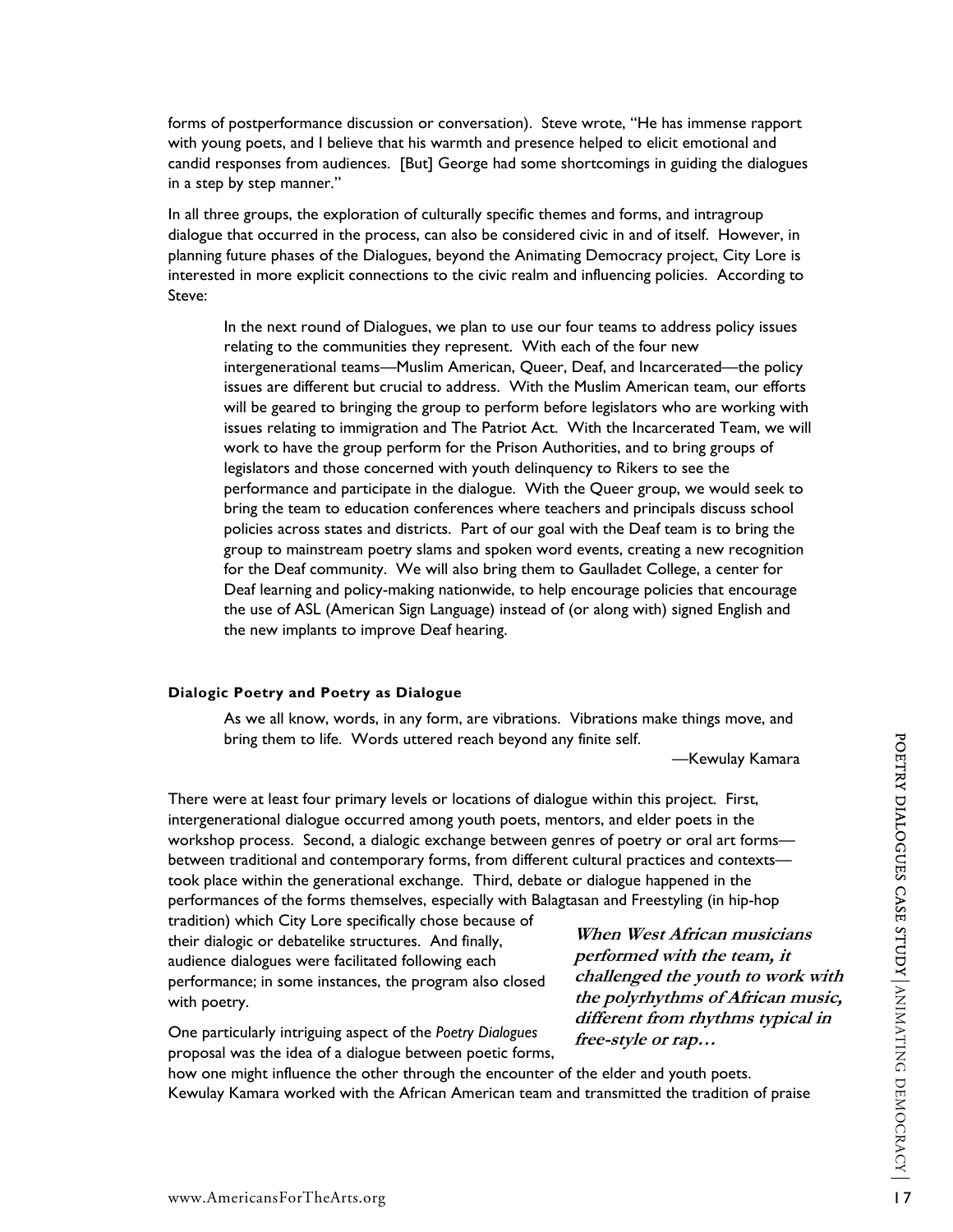forms of postperformance discussion or conversation). Steve wrote, "He has immense rapport with young poets, and I believe that his warmth and presence helped to elicit emotional and candid responses from audiences. [But] George had some shortcomings in guiding the dialogues in a step by step manner."

In all three groups, the exploration of culturally specific themes and forms, and intragroup dialogue that occurred in the process, can also be considered civic in and of itself. However, in planning future phases of the Dialogues, beyond the Animating Democracy project, City Lore is interested in more explicit connections to the civic realm and influencing policies. According to Steve:

> In the next round of Dialogues, we plan to use our four teams to address policy issues relating to the communities they represent. With each of the four new intergenerational teams—Muslim American, Queer, Deaf, and Incarcerated—the policy issues are different but crucial to address. With the Muslim American team, our efforts will be geared to bringing the group to perform before legislators who are working with issues relating to immigration and The Patriot Act. With the Incarcerated Team, we will work to have the group perform for the Prison Authorities, and to bring groups of legislators and those concerned with youth delinquency to Rikers to see the performance and participate in the dialogue. With the Queer group, we would seek to bring the team to education conferences where teachers and principals discuss school policies across states and districts. Part of our goal with the Deaf team is to bring the group to mainstream poetry slams and spoken word events, creating a new recognition for the Deaf community. We will also bring them to Gaulladet College, a center for Deaf learning and policy-making nationwide, to help encourage policies that encourage the use of ASL (American Sign Language) instead of (or along with) signed English and the new implants to improve Deaf hearing.

**Dialogic Poetry and Poetry as Dialogue**

> As we all know, words, in any form, are vibrations. Vibrations make things move, and bring them to life. Words uttered reach beyond any finite self.
>
> —Kewulay Kamara

There were at least four primary levels or locations of dialogue within this project. First, intergenerational dialogue occurred among youth poets, mentors, and elder poets in the workshop process. Second, a dialogic exchange between genres of poetry or oral art forms—between traditional and contemporary forms, from different cultural practices and contexts—took place within the generational exchange. Third, debate or dialogue happened in the performances of the forms themselves, especially with Balagtasan and Freestyling (in hip-hop tradition) which City Lore specifically chose because of their dialogic or debatelike structures. And finally, audience dialogues were facilitated following each performance; in some instances, the program also closed with poetry.

***When West African musicians performed with the team, it challenged the youth to work with the polyrhythms of African music, different from rhythms typical in free-style or rap…***

One particularly intriguing aspect of the *Poetry Dialogues* proposal was the idea of a dialogue between poetic forms, how one might influence the other through the encounter of the elder and youth poets. Kewulay Kamara worked with the African American team and transmitted the tradition of praise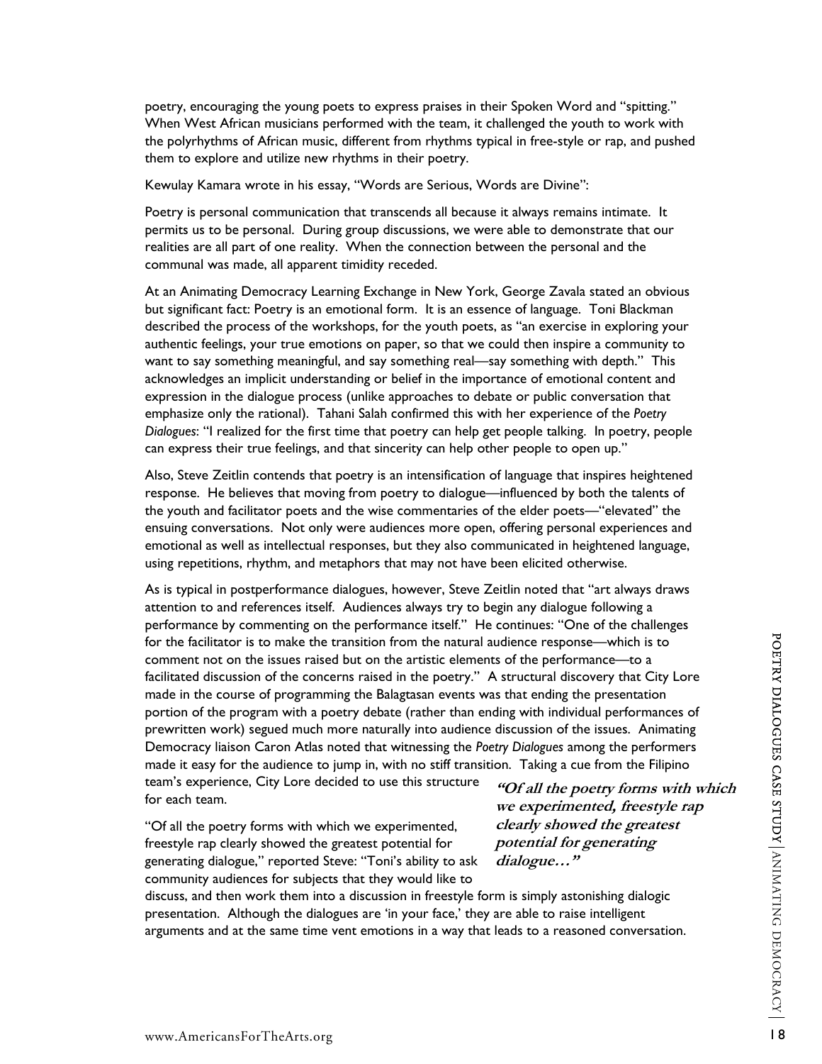poetry, encouraging the young poets to express praises in their Spoken Word and "spitting." When West African musicians performed with the team, it challenged the youth to work with the polyrhythms of African music, different from rhythms typical in free-style or rap, and pushed them to explore and utilize new rhythms in their poetry.

Kewulay Kamara wrote in his essay, "Words are Serious, Words are Divine":

Poetry is personal communication that transcends all because it always remains intimate. It permits us to be personal. During group discussions, we were able to demonstrate that our realities are all part of one reality. When the connection between the personal and the communal was made, all apparent timidity receded.

At an Animating Democracy Learning Exchange in New York, George Zavala stated an obvious but significant fact: Poetry is an emotional form. It is an essence of language. Toni Blackman described the process of the workshops, for the youth poets, as "an exercise in exploring your authentic feelings, your true emotions on paper, so that we could then inspire a community to want to say something meaningful, and say something real—say something with depth." This acknowledges an implicit understanding or belief in the importance of emotional content and expression in the dialogue process (unlike approaches to debate or public conversation that emphasize only the rational). Tahani Salah confirmed this with her experience of the *Poetry Dialogues*: "I realized for the first time that poetry can help get people talking. In poetry, people can express their true feelings, and that sincerity can help other people to open up."

Also, Steve Zeitlin contends that poetry is an intensification of language that inspires heightened response. He believes that moving from poetry to dialogue—influenced by both the talents of the youth and facilitator poets and the wise commentaries of the elder poets—"elevated" the ensuing conversations. Not only were audiences more open, offering personal experiences and emotional as well as intellectual responses, but they also communicated in heightened language, using repetitions, rhythm, and metaphors that may not have been elicited otherwise.

As is typical in postperformance dialogues, however, Steve Zeitlin noted that "art always draws attention to and references itself. Audiences always try to begin any dialogue following a performance by commenting on the performance itself." He continues: "One of the challenges for the facilitator is to make the transition from the natural audience response—which is to comment not on the issues raised but on the artistic elements of the performance—to a facilitated discussion of the concerns raised in the poetry." A structural discovery that City Lore made in the course of programming the Balagtasan events was that ending the presentation portion of the program with a poetry debate (rather than ending with individual performances of prewritten work) segued much more naturally into audience discussion of the issues. Animating Democracy liaison Caron Atlas noted that witnessing the *Poetry Dialogues* among the performers made it easy for the audience to jump in, with no stiff transition. Taking a cue from the Filipino team's experience, City Lore decided to use this structure for each team.

"Of all the poetry forms with which we experimented, freestyle rap clearly showed the greatest potential for generating dialogue," reported Steve: "Toni's ability to ask community audiences for subjects that they would like to discuss, and then work them into a discussion in freestyle form is simply astonishing dialogic presentation. Although the dialogues are 'in your face,' they are able to raise intelligent arguments and at the same time vent emotions in a way that leads to a reasoned conversation.

***"Of all the poetry forms with which we experimented, freestyle rap clearly showed the greatest potential for generating dialogue…"***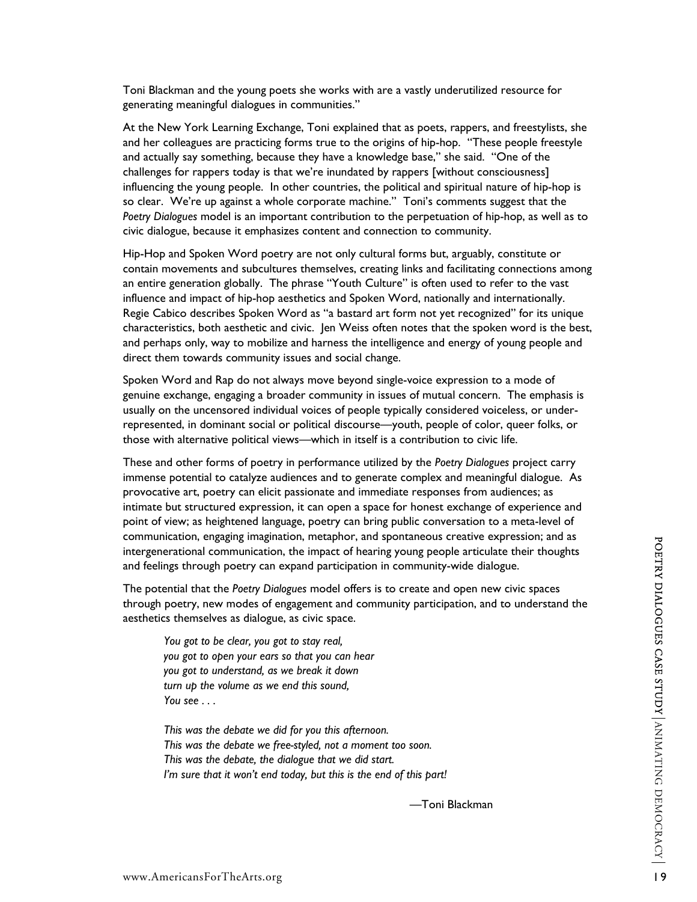Toni Blackman and the young poets she works with are a vastly underutilized resource for generating meaningful dialogues in communities."

At the New York Learning Exchange, Toni explained that as poets, rappers, and freestylists, she and her colleagues are practicing forms true to the origins of hip-hop. "These people freestyle and actually say something, because they have a knowledge base," she said. "One of the challenges for rappers today is that we're inundated by rappers [without consciousness] influencing the young people. In other countries, the political and spiritual nature of hip-hop is so clear. We're up against a whole corporate machine." Toni's comments suggest that the *Poetry Dialogues* model is an important contribution to the perpetuation of hip-hop, as well as to civic dialogue, because it emphasizes content and connection to community.

Hip-Hop and Spoken Word poetry are not only cultural forms but, arguably, constitute or contain movements and subcultures themselves, creating links and facilitating connections among an entire generation globally. The phrase "Youth Culture" is often used to refer to the vast influence and impact of hip-hop aesthetics and Spoken Word, nationally and internationally. Regie Cabico describes Spoken Word as "a bastard art form not yet recognized" for its unique characteristics, both aesthetic and civic. Jen Weiss often notes that the spoken word is the best, and perhaps only, way to mobilize and harness the intelligence and energy of young people and direct them towards community issues and social change.

Spoken Word and Rap do not always move beyond single-voice expression to a mode of genuine exchange, engaging a broader community in issues of mutual concern. The emphasis is usually on the uncensored individual voices of people typically considered voiceless, or under-represented, in dominant social or political discourse—youth, people of color, queer folks, or those with alternative political views—which in itself is a contribution to civic life.

These and other forms of poetry in performance utilized by the *Poetry Dialogues* project carry immense potential to catalyze audiences and to generate complex and meaningful dialogue. As provocative art, poetry can elicit passionate and immediate responses from audiences; as intimate but structured expression, it can open a space for honest exchange of experience and point of view; as heightened language, poetry can bring public conversation to a meta-level of communication, engaging imagination, metaphor, and spontaneous creative expression; and as intergenerational communication, the impact of hearing young people articulate their thoughts and feelings through poetry can expand participation in community-wide dialogue.

The potential that the *Poetry Dialogues* model offers is to create and open new civic spaces through poetry, new modes of engagement and community participation, and to understand the aesthetics themselves as dialogue, as civic space.

> *You got to be clear, you got to stay real,*
> *you got to open your ears so that you can hear*
> *you got to understand, as we break it down*
> *turn up the volume as we end this sound,*
> *You see . . .*
>
> *This was the debate we did for you this afternoon.*
> *This was the debate we free-styled, not a moment too soon.*
> *This was the debate, the dialogue that we did start.*
> *I'm sure that it won't end today, but this is the end of this part!*
>
> —Toni Blackman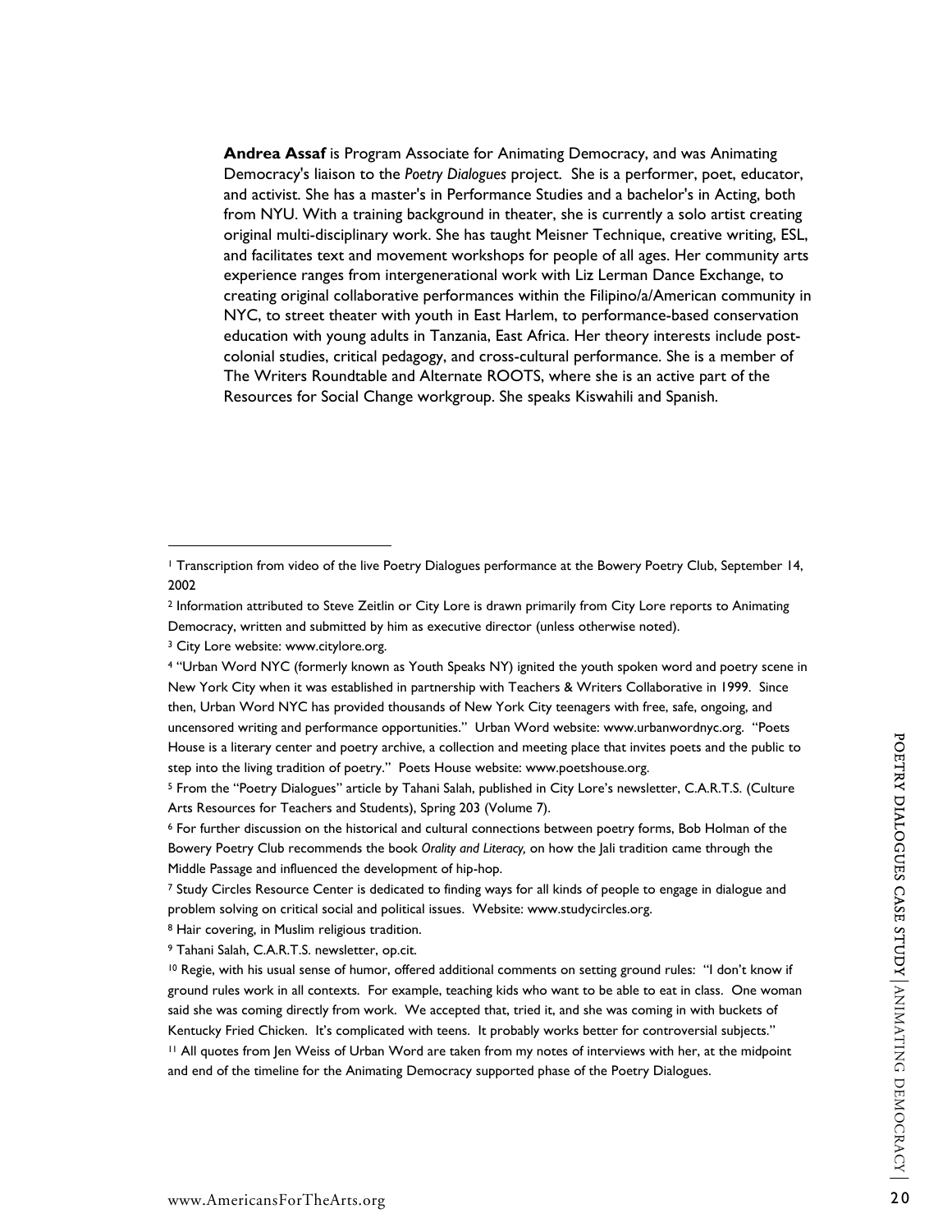**Andrea Assaf** is Program Associate for Animating Democracy, and was Animating Democracy's liaison to the *Poetry Dialogues* project. She is a performer, poet, educator, and activist. She has a master's in Performance Studies and a bachelor's in Acting, both from NYU. With a training background in theater, she is currently a solo artist creating original multi-disciplinary work. She has taught Meisner Technique, creative writing, ESL, and facilitates text and movement workshops for people of all ages. Her community arts experience ranges from intergenerational work with Liz Lerman Dance Exchange, to creating original collaborative performances within the Filipino/a/American community in NYC, to street theater with youth in East Harlem, to performance-based conservation education with young adults in Tanzania, East Africa. Her theory interests include post-colonial studies, critical pedagogy, and cross-cultural performance. She is a member of The Writers Roundtable and Alternate ROOTS, where she is an active part of the Resources for Social Change workgroup. She speaks Kiswahili and Spanish.

---

[1] Transcription from video of the live Poetry Dialogues performance at the Bowery Poetry Club, September 14, 2002

[2] Information attributed to Steve Zeitlin or City Lore is drawn primarily from City Lore reports to Animating Democracy, written and submitted by him as executive director (unless otherwise noted).

[3] City Lore website: www.citylore.org.

[4] "Urban Word NYC (formerly known as Youth Speaks NY) ignited the youth spoken word and poetry scene in New York City when it was established in partnership with Teachers & Writers Collaborative in 1999. Since then, Urban Word NYC has provided thousands of New York City teenagers with free, safe, ongoing, and uncensored writing and performance opportunities." Urban Word website: www.urbanwordnyc.org. "Poets House is a literary center and poetry archive, a collection and meeting place that invites poets and the public to step into the living tradition of poetry." Poets House website: www.poetshouse.org.

[5] From the "Poetry Dialogues" article by Tahani Salah, published in City Lore's newsletter, C.A.R.T.S. (Culture Arts Resources for Teachers and Students), Spring 203 (Volume 7).

[6] For further discussion on the historical and cultural connections between poetry forms, Bob Holman of the Bowery Poetry Club recommends the book *Orality and Literacy,* on how the Jali tradition came through the Middle Passage and influenced the development of hip-hop.

[7] Study Circles Resource Center is dedicated to finding ways for all kinds of people to engage in dialogue and problem solving on critical social and political issues. Website: www.studycircles.org.

[8] Hair covering, in Muslim religious tradition.

[9] Tahani Salah, C.A.R.T.S. newsletter, op.cit.

[10] Regie, with his usual sense of humor, offered additional comments on setting ground rules: "I don't know if ground rules work in all contexts. For example, teaching kids who want to be able to eat in class. One woman said she was coming directly from work. We accepted that, tried it, and she was coming in with buckets of Kentucky Fried Chicken. It's complicated with teens. It probably works better for controversial subjects."

[11] All quotes from Jen Weiss of Urban Word are taken from my notes of interviews with her, at the midpoint and end of the timeline for the Animating Democracy supported phase of the Poetry Dialogues.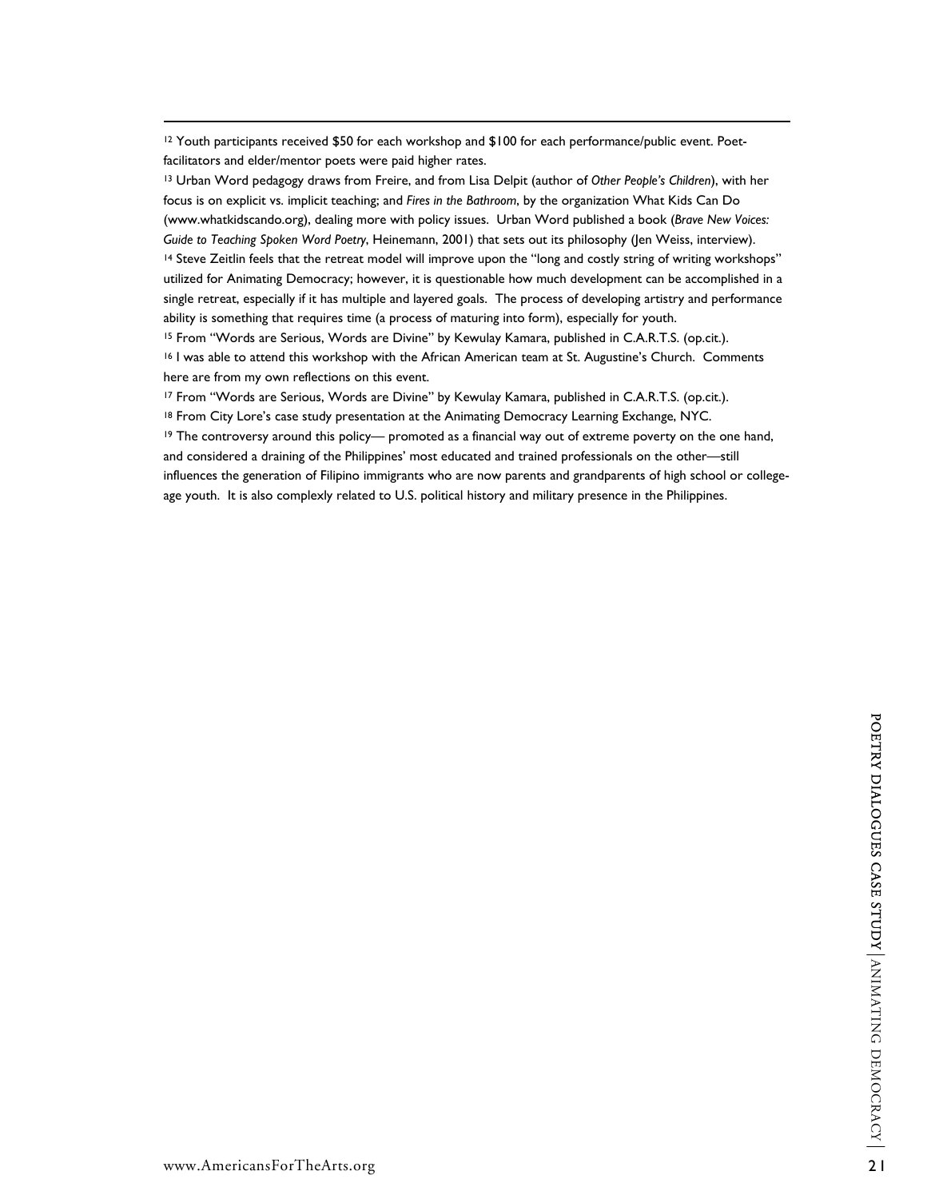[12] Youth participants received $50 for each workshop and $100 for each performance/public event. Poet-facilitators and elder/mentor poets were paid higher rates.

[13] Urban Word pedagogy draws from Freire, and from Lisa Delpit (author of *Other People's Children*), with her focus is on explicit vs. implicit teaching; and *Fires in the Bathroom*, by the organization What Kids Can Do (www.whatkidscando.org), dealing more with policy issues. Urban Word published a book (*Brave New Voices: Guide to Teaching Spoken Word Poetry*, Heinemann, 2001) that sets out its philosophy (Jen Weiss, interview).

[14] Steve Zeitlin feels that the retreat model will improve upon the "long and costly string of writing workshops" utilized for Animating Democracy; however, it is questionable how much development can be accomplished in a single retreat, especially if it has multiple and layered goals. The process of developing artistry and performance ability is something that requires time (a process of maturing into form), especially for youth.

[15] From "Words are Serious, Words are Divine" by Kewulay Kamara, published in C.A.R.T.S. (op.cit.).

[16] I was able to attend this workshop with the African American team at St. Augustine's Church. Comments here are from my own reflections on this event.

[17] From "Words are Serious, Words are Divine" by Kewulay Kamara, published in C.A.R.T.S. (op.cit.).

[18] From City Lore's case study presentation at the Animating Democracy Learning Exchange, NYC.

[19] The controversy around this policy— promoted as a financial way out of extreme poverty on the one hand, and considered a draining of the Philippines' most educated and trained professionals on the other—still influences the generation of Filipino immigrants who are now parents and grandparents of high school or college-age youth. It is also complexly related to U.S. political history and military presence in the Philippines.